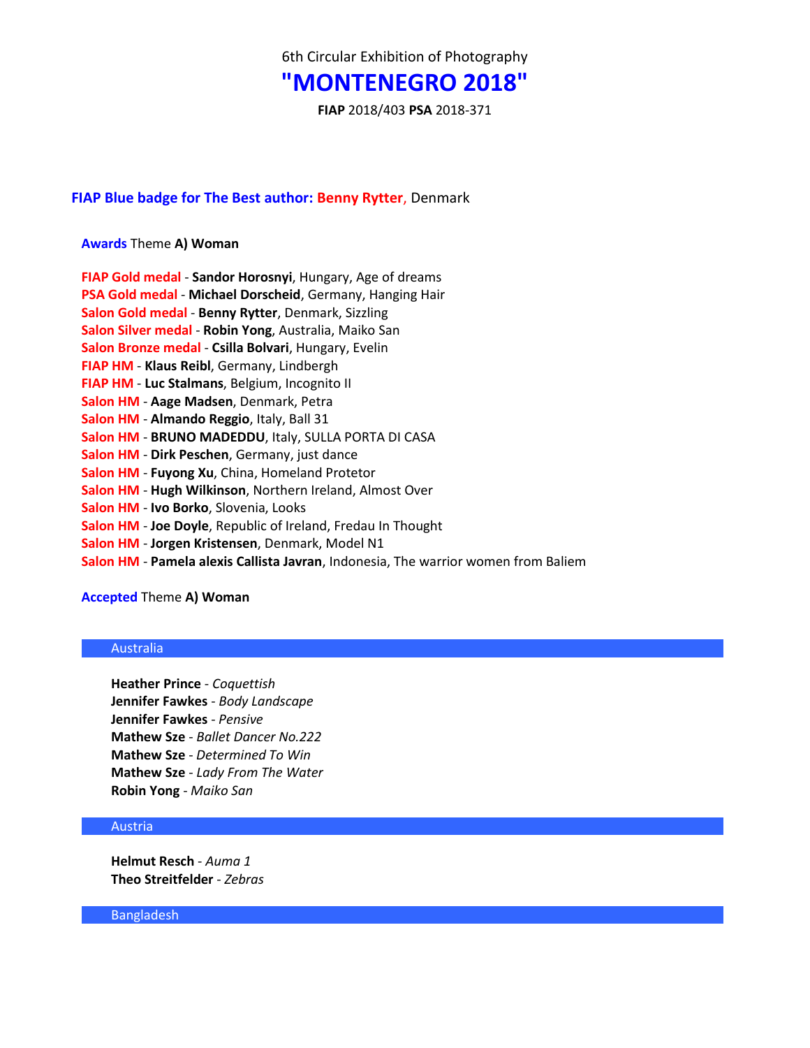6th Circular Exhibition of Photography

# "MONTENEGRO 2018"

**FIAP** 2018/403 **PSA** 2018-371

**FIAP Blue badge for The Best author: Benny Rytter**, Denmark

**Awards** Theme **A) Woman**

**FIAP Gold medal** - **Sandor Horosnyi**, Hungary, Age of dreams
**PSA Gold medal** - **Michael Dorscheid**, Germany, Hanging Hair
**Salon Gold medal** - **Benny Rytter**, Denmark, Sizzling
**Salon Silver medal** - **Robin Yong**, Australia, Maiko San
**Salon Bronze medal** - **Csilla Bolvari**, Hungary, Evelin
**FIAP HM** - **Klaus Reibl**, Germany, Lindbergh
**FIAP HM** - **Luc Stalmans**, Belgium, Incognito II
**Salon HM** - **Aage Madsen**, Denmark, Petra
**Salon HM** - **Almando Reggio**, Italy, Ball 31
**Salon HM** - **BRUNO MADEDDU**, Italy, SULLA PORTA DI CASA
**Salon HM** - **Dirk Peschen**, Germany, just dance
**Salon HM** - **Fuyong Xu**, China, Homeland Protetor
**Salon HM** - **Hugh Wilkinson**, Northern Ireland, Almost Over
**Salon HM** - **Ivo Borko**, Slovenia, Looks
**Salon HM** - **Joe Doyle**, Republic of Ireland, Fredau In Thought
**Salon HM** - **Jorgen Kristensen**, Denmark, Model N1
**Salon HM** - **Pamela alexis Callista Javran**, Indonesia, The warrior women from Baliem

**Accepted** Theme **A) Woman**

### Australia

**Heather Prince** - *Coquettish*
**Jennifer Fawkes** - *Body Landscape*
**Jennifer Fawkes** - *Pensive*
**Mathew Sze** - *Ballet Dancer No.222*
**Mathew Sze** - *Determined To Win*
**Mathew Sze** - *Lady From The Water*
**Robin Yong** - *Maiko San*

### Austria

**Helmut Resch** - *Auma 1*
**Theo Streitfelder** - *Zebras*

### Bangladesh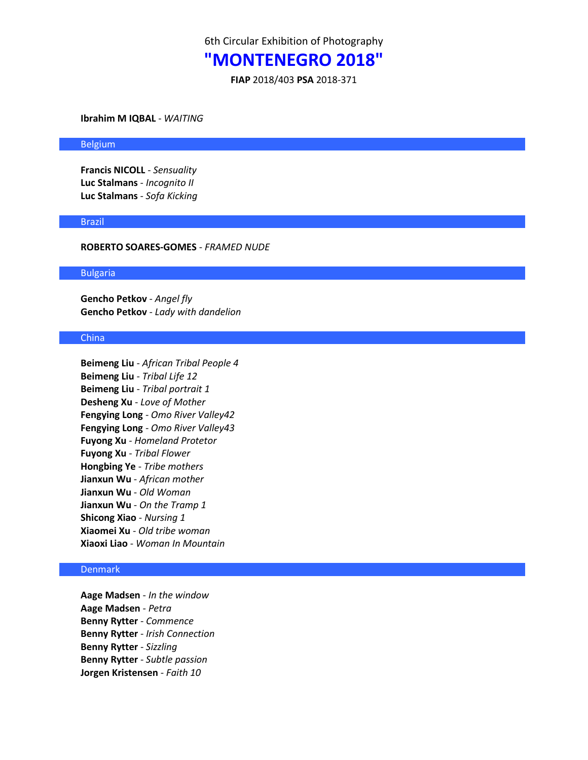6th Circular Exhibition of Photography

# "MONTENEGRO 2018"

**FIAP** 2018/403 **PSA** 2018-371

**Ibrahim M IQBAL** - *WAITING*

## Belgium

**Francis NICOLL** - *Sensuality*
**Luc Stalmans** - *Incognito II*
**Luc Stalmans** - *Sofa Kicking*

## Brazil

**ROBERTO SOARES-GOMES** - *FRAMED NUDE*

## Bulgaria

**Gencho Petkov** - *Angel fly*
**Gencho Petkov** - *Lady with dandelion*

## China

**Beimeng Liu** - *African Tribal People 4*
**Beimeng Liu** - *Tribal Life 12*
**Beimeng Liu** - *Tribal portrait 1*
**Desheng Xu** - *Love of Mother*
**Fengying Long** - *Omo River Valley42*
**Fengying Long** - *Omo River Valley43*
**Fuyong Xu** - *Homeland Protetor*
**Fuyong Xu** - *Tribal Flower*
**Hongbing Ye** - *Tribe mothers*
**Jianxun Wu** - *African mother*
**Jianxun Wu** - *Old Woman*
**Jianxun Wu** - *On the Tramp 1*
**Shicong Xiao** - *Nursing 1*
**Xiaomei Xu** - *Old tribe woman*
**Xiaoxi Liao** - *Woman In Mountain*

## Denmark

**Aage Madsen** - *In the window*
**Aage Madsen** - *Petra*
**Benny Rytter** - *Commence*
**Benny Rytter** - *Irish Connection*
**Benny Rytter** - *Sizzling*
**Benny Rytter** - *Subtle passion*
**Jorgen Kristensen** - *Faith 10*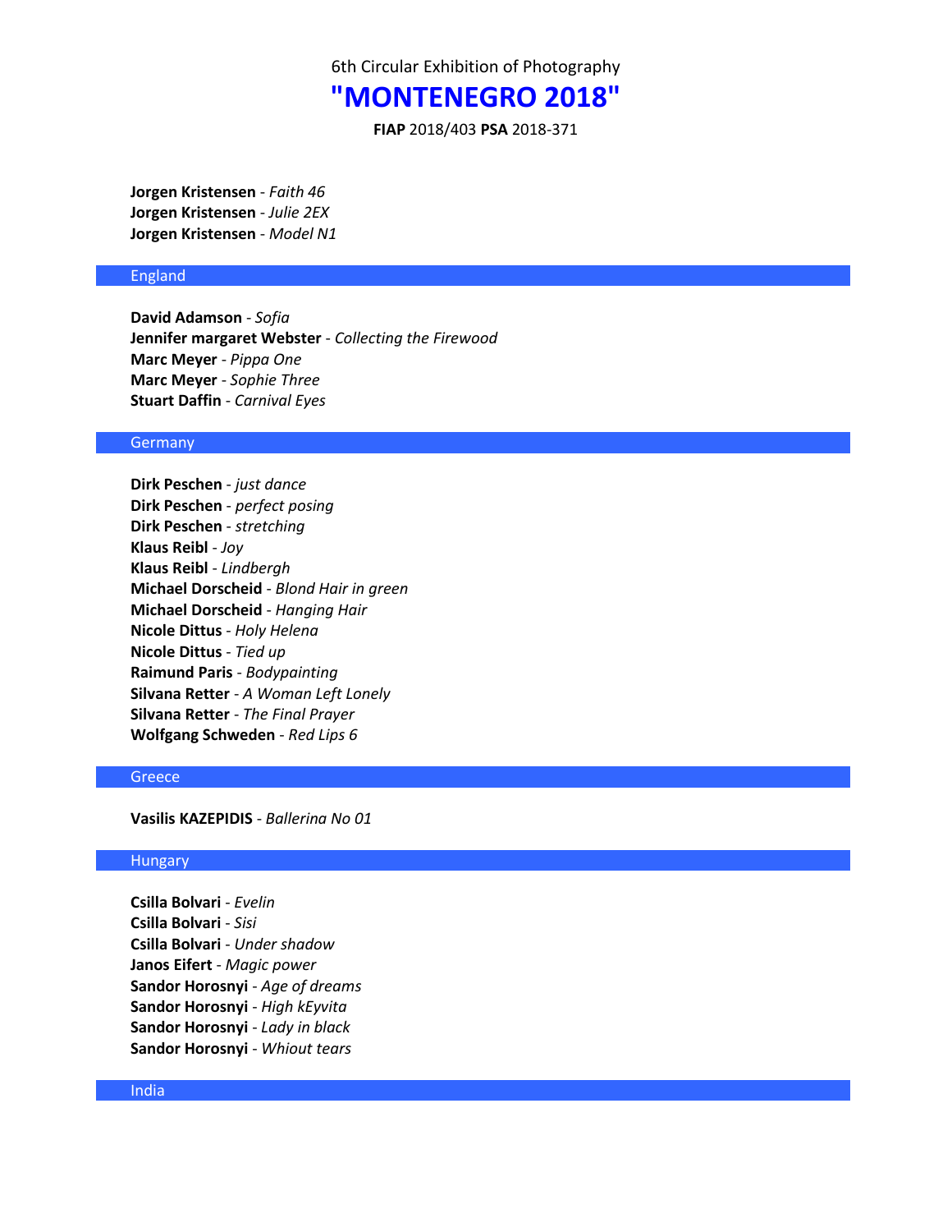6th Circular Exhibition of Photography

# "MONTENEGRO 2018"

**FIAP** 2018/403 **PSA** 2018-371

**Jorgen Kristensen** - *Faith 46*
**Jorgen Kristensen** - *Julie 2EX*
**Jorgen Kristensen** - *Model N1*

## England

**David Adamson** - *Sofia*
**Jennifer margaret Webster** - *Collecting the Firewood*
**Marc Meyer** - *Pippa One*
**Marc Meyer** - *Sophie Three*
**Stuart Daffin** - *Carnival Eyes*

## Germany

**Dirk Peschen** - *just dance*
**Dirk Peschen** - *perfect posing*
**Dirk Peschen** - *stretching*
**Klaus Reibl** - *Joy*
**Klaus Reibl** - *Lindbergh*
**Michael Dorscheid** - *Blond Hair in green*
**Michael Dorscheid** - *Hanging Hair*
**Nicole Dittus** - *Holy Helena*
**Nicole Dittus** - *Tied up*
**Raimund Paris** - *Bodypainting*
**Silvana Retter** - *A Woman Left Lonely*
**Silvana Retter** - *The Final Prayer*
**Wolfgang Schweden** - *Red Lips 6*

## Greece

**Vasilis KAZEPIDIS** - *Ballerina No 01*

## Hungary

**Csilla Bolvari** - *Evelin*
**Csilla Bolvari** - *Sisi*
**Csilla Bolvari** - *Under shadow*
**Janos Eifert** - *Magic power*
**Sandor Horosnyi** - *Age of dreams*
**Sandor Horosnyi** - *High kEyvita*
**Sandor Horosnyi** - *Lady in black*
**Sandor Horosnyi** - *Whiout tears*

## India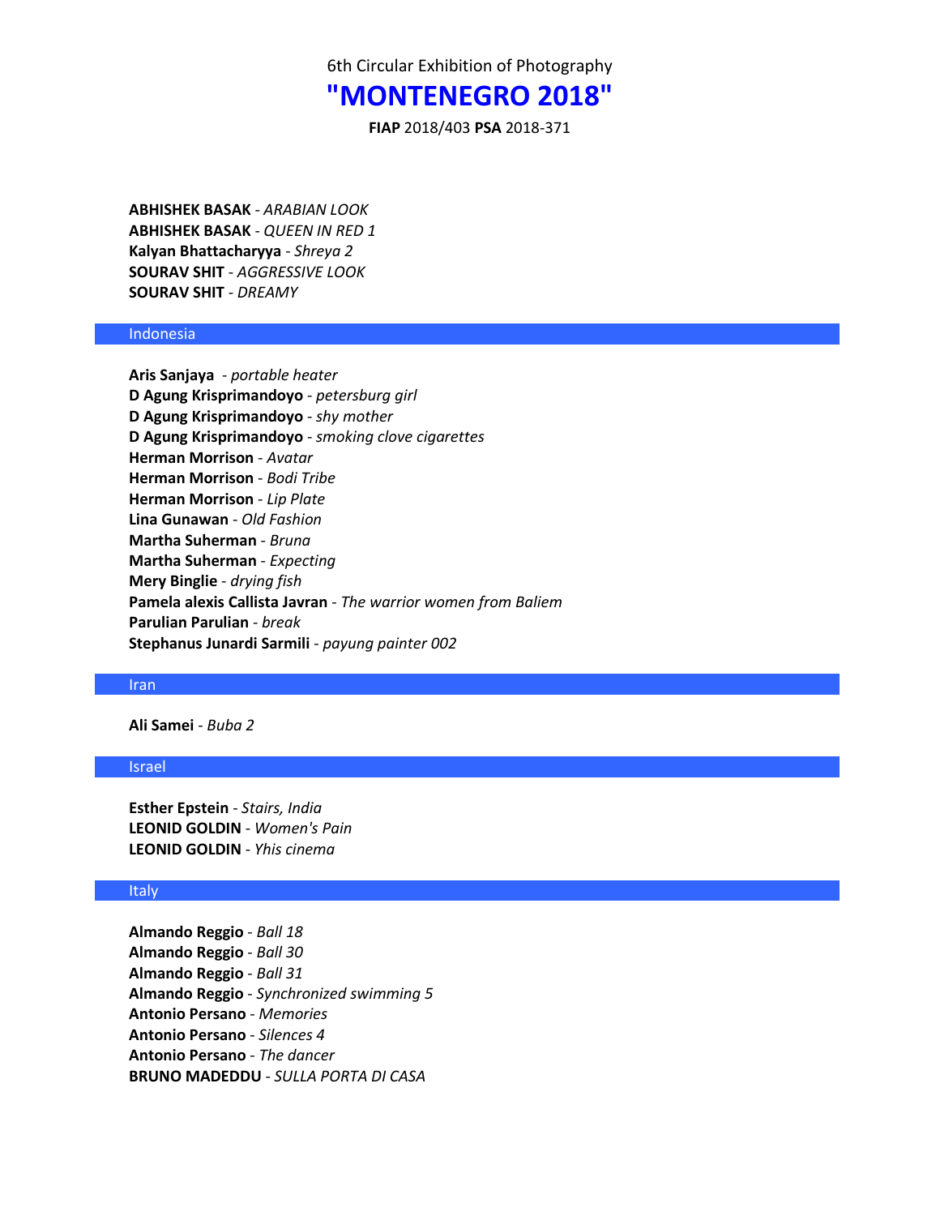6th Circular Exhibition of Photography

# "MONTENEGRO 2018"

**FIAP** 2018/403 **PSA** 2018-371

**ABHISHEK BASAK** - *ARABIAN LOOK*
**ABHISHEK BASAK** - *QUEEN IN RED 1*
**Kalyan Bhattacharyya** - *Shreya 2*
**SOURAV SHIT** - *AGGRESSIVE LOOK*
**SOURAV SHIT** - *DREAMY*

## Indonesia

**Aris Sanjaya** - *portable heater*
**D Agung Krisprimandoyo** - *petersburg girl*
**D Agung Krisprimandoyo** - *shy mother*
**D Agung Krisprimandoyo** - *smoking clove cigarettes*
**Herman Morrison** - *Avatar*
**Herman Morrison** - *Bodi Tribe*
**Herman Morrison** - *Lip Plate*
**Lina Gunawan** - *Old Fashion*
**Martha Suherman** - *Bruna*
**Martha Suherman** - *Expecting*
**Mery Binglie** - *drying fish*
**Pamela alexis Callista Javran** - *The warrior women from Baliem*
**Parulian Parulian** - *break*
**Stephanus Junardi Sarmili** - *payung painter 002*

## Iran

**Ali Samei** - *Buba 2*

## Israel

**Esther Epstein** - *Stairs, India*
**LEONID GOLDIN** - *Women's Pain*
**LEONID GOLDIN** - *Yhis cinema*

## Italy

**Almando Reggio** - *Ball 18*
**Almando Reggio** - *Ball 30*
**Almando Reggio** - *Ball 31*
**Almando Reggio** - *Synchronized swimming 5*
**Antonio Persano** - *Memories*
**Antonio Persano** - *Silences 4*
**Antonio Persano** - *The dancer*
**BRUNO MADEDDU** - *SULLA PORTA DI CASA*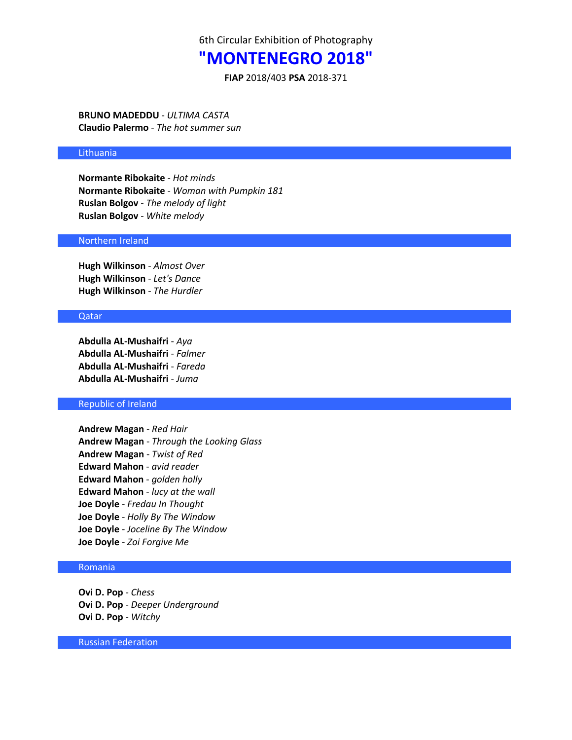6th Circular Exhibition of Photography

# "MONTENEGRO 2018"

**FIAP** 2018/403 **PSA** 2018-371

**BRUNO MADEDDU** - *ULTIMA CASTA*
**Claudio Palermo** - *The hot summer sun*

## Lithuania

**Normante Ribokaite** - *Hot minds*
**Normante Ribokaite** - *Woman with Pumpkin 181*
**Ruslan Bolgov** - *The melody of light*
**Ruslan Bolgov** - *White melody*

## Northern Ireland

**Hugh Wilkinson** - *Almost Over*
**Hugh Wilkinson** - *Let's Dance*
**Hugh Wilkinson** - *The Hurdler*

## Qatar

**Abdulla AL-Mushaifri** - *Aya*
**Abdulla AL-Mushaifri** - *Falmer*
**Abdulla AL-Mushaifri** - *Fareda*
**Abdulla AL-Mushaifri** - *Juma*

## Republic of Ireland

**Andrew Magan** - *Red Hair*
**Andrew Magan** - *Through the Looking Glass*
**Andrew Magan** - *Twist of Red*
**Edward Mahon** - *avid reader*
**Edward Mahon** - *golden holly*
**Edward Mahon** - *lucy at the wall*
**Joe Doyle** - *Fredau In Thought*
**Joe Doyle** - *Holly By The Window*
**Joe Doyle** - *Joceline By The Window*
**Joe Doyle** - *Zoi Forgive Me*

## Romania

**Ovi D. Pop** - *Chess*
**Ovi D. Pop** - *Deeper Underground*
**Ovi D. Pop** - *Witchy*

## Russian Federation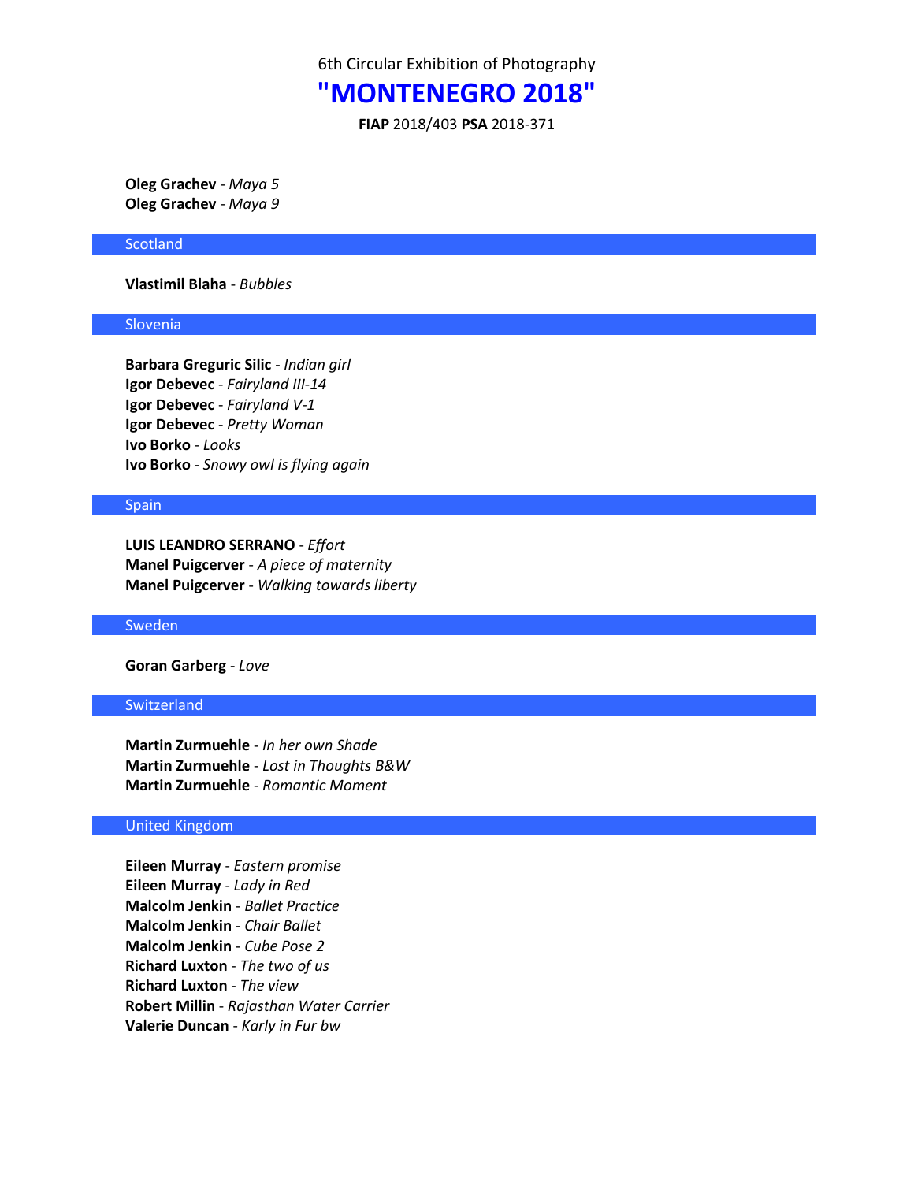6th Circular Exhibition of Photography

# "MONTENEGRO 2018"

**FIAP** 2018/403 **PSA** 2018-371

**Oleg Grachev** - *Maya 5*
**Oleg Grachev** - *Maya 9*

## Scotland

**Vlastimil Blaha** - *Bubbles*

## Slovenia

**Barbara Greguric Silic** - *Indian girl*
**Igor Debevec** - *Fairyland III-14*
**Igor Debevec** - *Fairyland V-1*
**Igor Debevec** - *Pretty Woman*
**Ivo Borko** - *Looks*
**Ivo Borko** - *Snowy owl is flying again*

## Spain

**LUIS LEANDRO SERRANO** - *Effort*
**Manel Puigcerver** - *A piece of maternity*
**Manel Puigcerver** - *Walking towards liberty*

## Sweden

**Goran Garberg** - *Love*

## Switzerland

**Martin Zurmuehle** - *In her own Shade*
**Martin Zurmuehle** - *Lost in Thoughts B&W*
**Martin Zurmuehle** - *Romantic Moment*

## United Kingdom

**Eileen Murray** - *Eastern promise*
**Eileen Murray** - *Lady in Red*
**Malcolm Jenkin** - *Ballet Practice*
**Malcolm Jenkin** - *Chair Ballet*
**Malcolm Jenkin** - *Cube Pose 2*
**Richard Luxton** - *The two of us*
**Richard Luxton** - *The view*
**Robert Millin** - *Rajasthan Water Carrier*
**Valerie Duncan** - *Karly in Fur bw*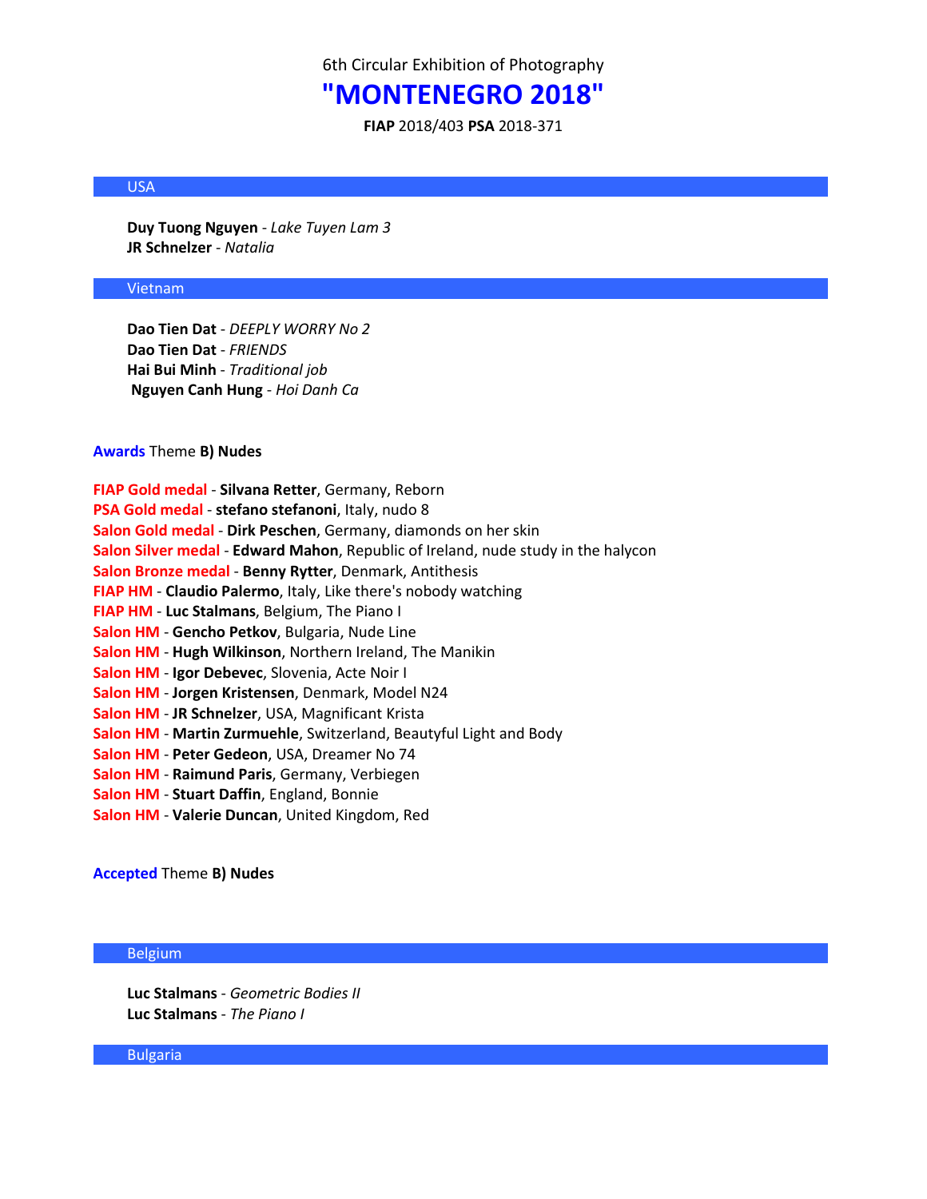6th Circular Exhibition of Photography

# "MONTENEGRO 2018"

**FIAP** 2018/403 **PSA** 2018-371

## USA

**Duy Tuong Nguyen** - *Lake Tuyen Lam 3*
**JR Schnelzer** - *Natalia*

## Vietnam

**Dao Tien Dat** - *DEEPLY WORRY No 2*
**Dao Tien Dat** - *FRIENDS*
**Hai Bui Minh** - *Traditional job*
**Nguyen Canh Hung** - *Hoi Danh Ca*

### Awards Theme **B) Nudes**

FIAP Gold medal - **Silvana Retter**, Germany, Reborn
PSA Gold medal - **stefano stefanoni**, Italy, nudo 8
Salon Gold medal - **Dirk Peschen**, Germany, diamonds on her skin
Salon Silver medal - **Edward Mahon**, Republic of Ireland, nude study in the halycon
Salon Bronze medal - **Benny Rytter**, Denmark, Antithesis
FIAP HM - **Claudio Palermo**, Italy, Like there's nobody watching
FIAP HM - **Luc Stalmans**, Belgium, The Piano I
Salon HM - **Gencho Petkov**, Bulgaria, Nude Line
Salon HM - **Hugh Wilkinson**, Northern Ireland, The Manikin
Salon HM - **Igor Debevec**, Slovenia, Acte Noir I
Salon HM - **Jorgen Kristensen**, Denmark, Model N24
Salon HM - **JR Schnelzer**, USA, Magnificant Krista
Salon HM - **Martin Zurmuehle**, Switzerland, Beautyful Light and Body
Salon HM - **Peter Gedeon**, USA, Dreamer No 74
Salon HM - **Raimund Paris**, Germany, Verbiegen
Salon HM - **Stuart Daffin**, England, Bonnie
Salon HM - **Valerie Duncan**, United Kingdom, Red

### Accepted Theme **B) Nudes**

## Belgium

**Luc Stalmans** - *Geometric Bodies II*
**Luc Stalmans** - *The Piano I*

## Bulgaria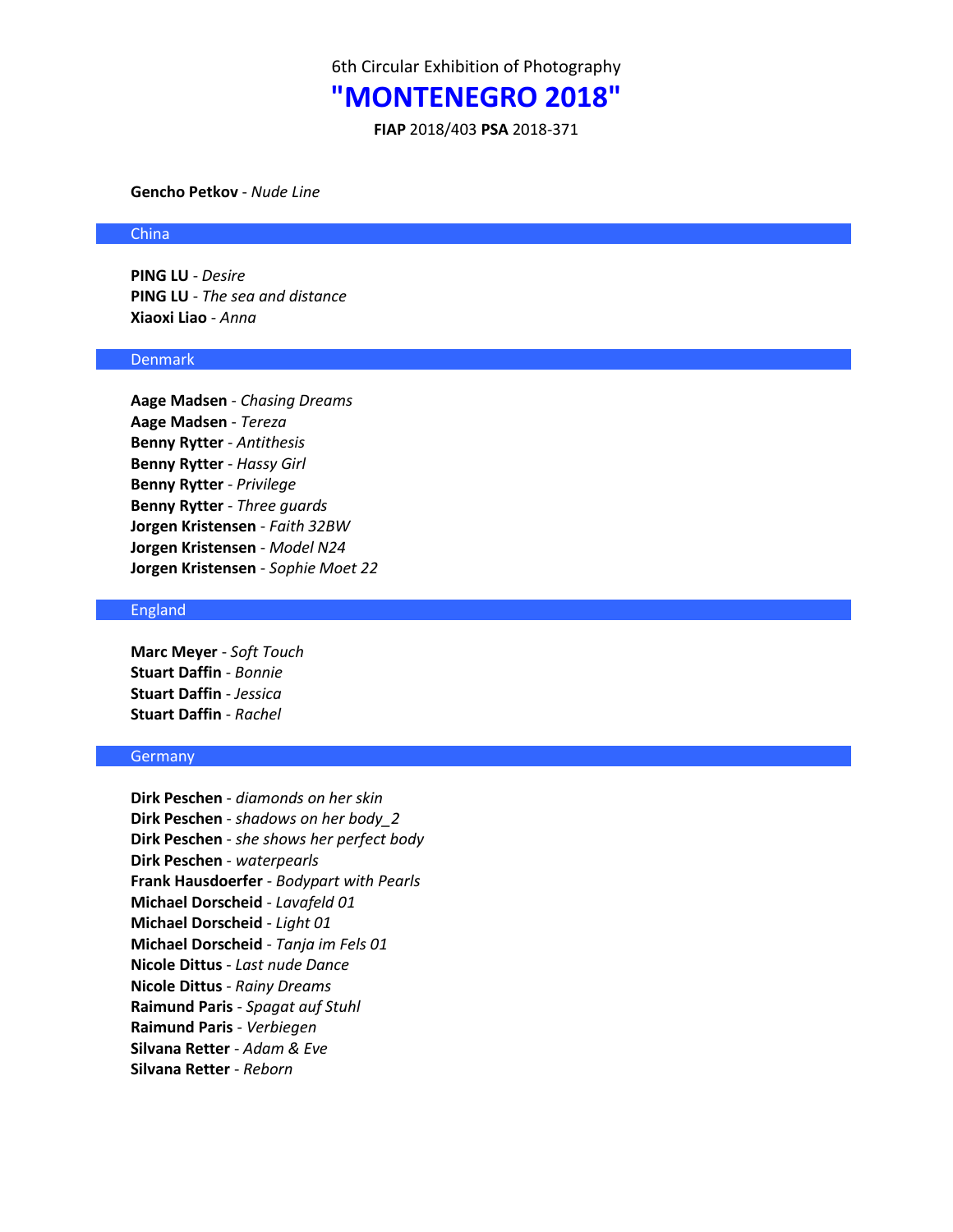6th Circular Exhibition of Photography

# "MONTENEGRO 2018"

**FIAP** 2018/403 **PSA** 2018-371

**Gencho Petkov** - *Nude Line*

## China

**PING LU** - *Desire*
**PING LU** - *The sea and distance*
**Xiaoxi Liao** - *Anna*

## Denmark

**Aage Madsen** - *Chasing Dreams*
**Aage Madsen** - *Tereza*
**Benny Rytter** - *Antithesis*
**Benny Rytter** - *Hassy Girl*
**Benny Rytter** - *Privilege*
**Benny Rytter** - *Three guards*
**Jorgen Kristensen** - *Faith 32BW*
**Jorgen Kristensen** - *Model N24*
**Jorgen Kristensen** - *Sophie Moet 22*

## England

**Marc Meyer** - *Soft Touch*
**Stuart Daffin** - *Bonnie*
**Stuart Daffin** - *Jessica*
**Stuart Daffin** - *Rachel*

## Germany

**Dirk Peschen** - *diamonds on her skin*
**Dirk Peschen** - *shadows on her body_2*
**Dirk Peschen** - *she shows her perfect body*
**Dirk Peschen** - *waterpearls*
**Frank Hausdoerfer** - *Bodypart with Pearls*
**Michael Dorscheid** - *Lavafeld 01*
**Michael Dorscheid** - *Light 01*
**Michael Dorscheid** - *Tanja im Fels 01*
**Nicole Dittus** - *Last nude Dance*
**Nicole Dittus** - *Rainy Dreams*
**Raimund Paris** - *Spagat auf Stuhl*
**Raimund Paris** - *Verbiegen*
**Silvana Retter** - *Adam & Eve*
**Silvana Retter** - *Reborn*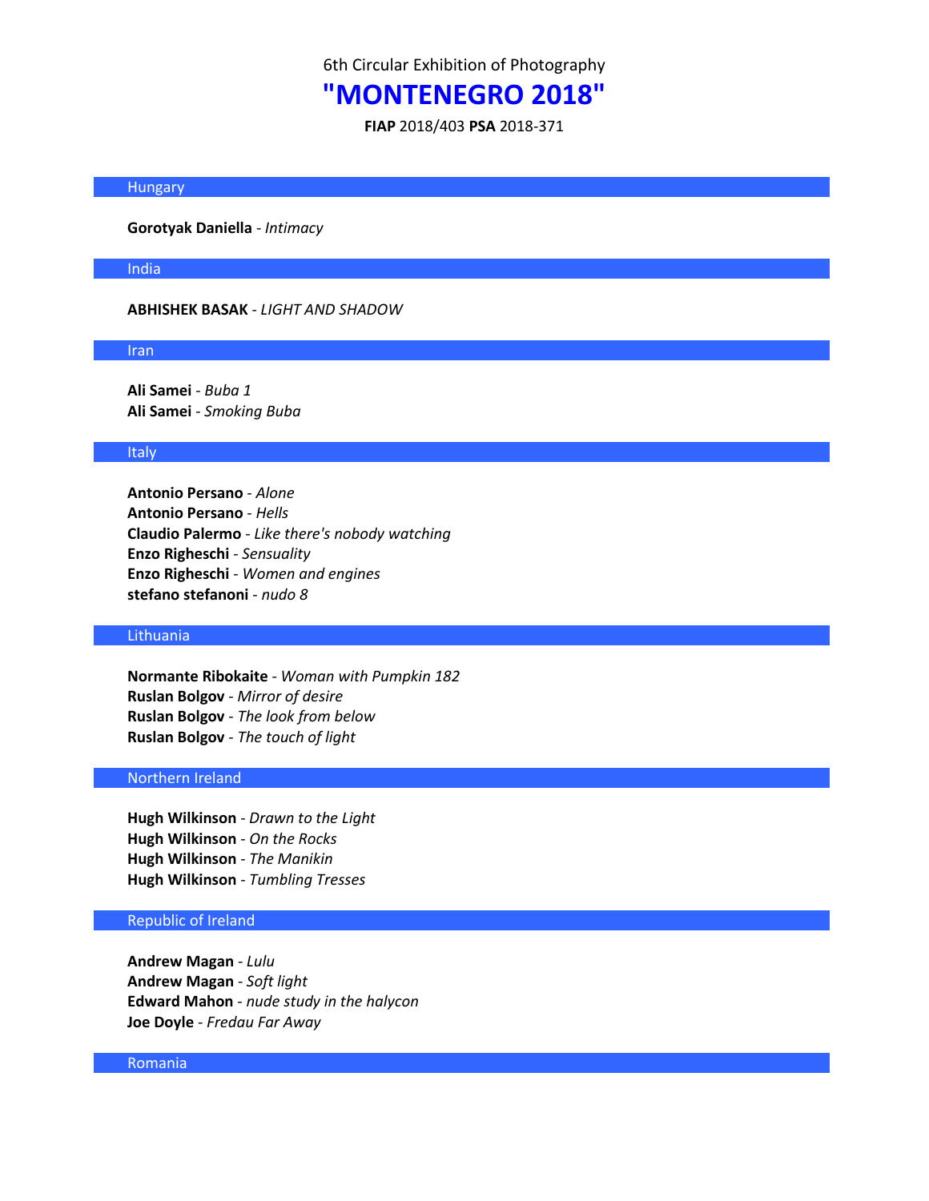6th Circular Exhibition of Photography

# "MONTENEGRO 2018"

**FIAP** 2018/403 **PSA** 2018-371

## Hungary

**Gorotyak Daniella** - *Intimacy*

## India

**ABHISHEK BASAK** - *LIGHT AND SHADOW*

## Iran

**Ali Samei** - *Buba 1*
**Ali Samei** - *Smoking Buba*

## Italy

**Antonio Persano** - *Alone*
**Antonio Persano** - *Hells*
**Claudio Palermo** - *Like there's nobody watching*
**Enzo Righeschi** - *Sensuality*
**Enzo Righeschi** - *Women and engines*
**stefano stefanoni** - *nudo 8*

## Lithuania

**Normante Ribokaite** - *Woman with Pumpkin 182*
**Ruslan Bolgov** - *Mirror of desire*
**Ruslan Bolgov** - *The look from below*
**Ruslan Bolgov** - *The touch of light*

## Northern Ireland

**Hugh Wilkinson** - *Drawn to the Light*
**Hugh Wilkinson** - *On the Rocks*
**Hugh Wilkinson** - *The Manikin*
**Hugh Wilkinson** - *Tumbling Tresses*

## Republic of Ireland

**Andrew Magan** - *Lulu*
**Andrew Magan** - *Soft light*
**Edward Mahon** - *nude study in the halycon*
**Joe Doyle** - *Fredau Far Away*

## Romania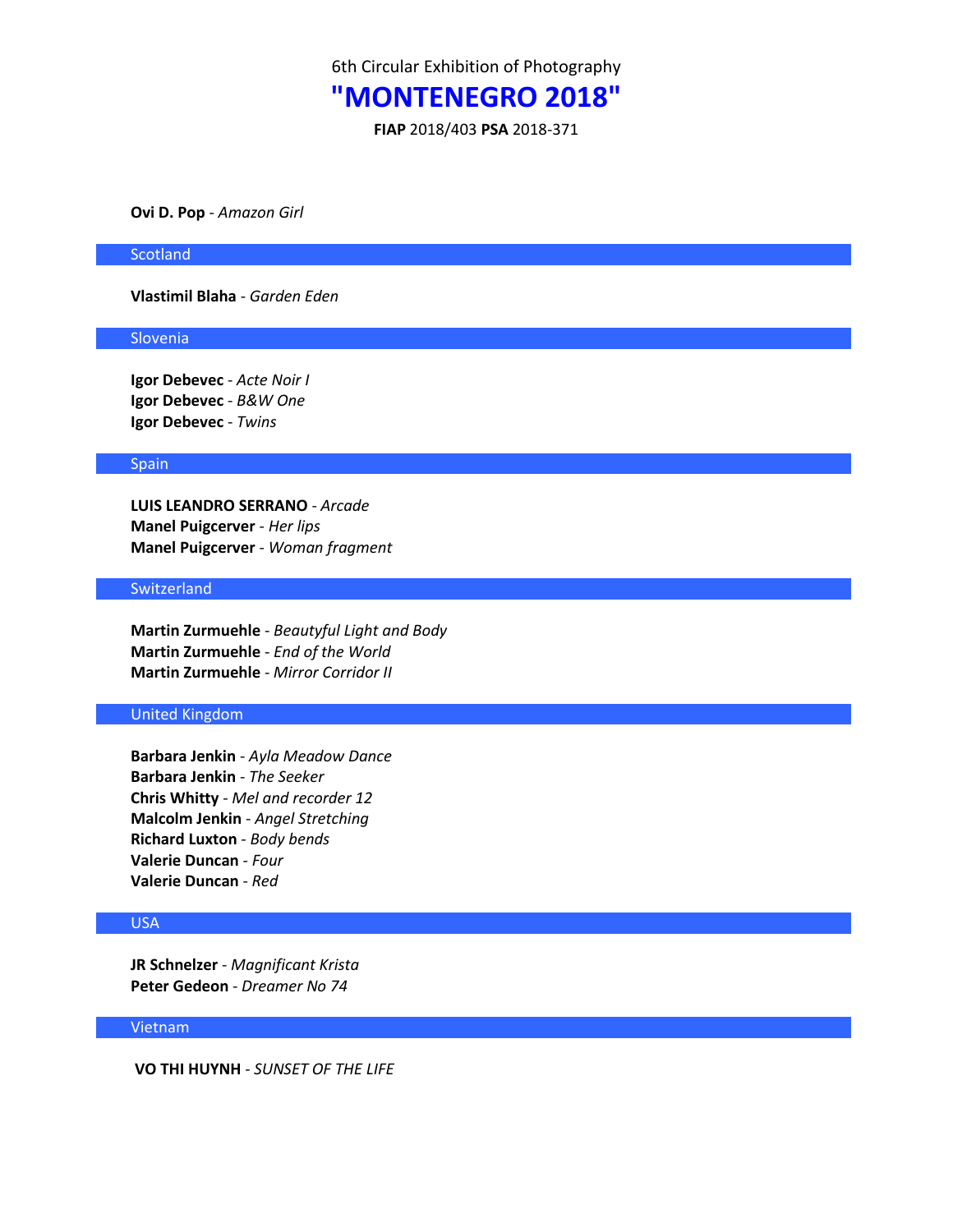6th Circular Exhibition of Photography

# "MONTENEGRO 2018"

**FIAP** 2018/403 **PSA** 2018-371

**Ovi D. Pop** - *Amazon Girl*

## Scotland

**Vlastimil Blaha** - *Garden Eden*

## Slovenia

**Igor Debevec** - *Acte Noir I*
**Igor Debevec** - *B&W One*
**Igor Debevec** - *Twins*

## Spain

**LUIS LEANDRO SERRANO** - *Arcade*
**Manel Puigcerver** - *Her lips*
**Manel Puigcerver** - *Woman fragment*

## Switzerland

**Martin Zurmuehle** - *Beautyful Light and Body*
**Martin Zurmuehle** - *End of the World*
**Martin Zurmuehle** - *Mirror Corridor II*

## United Kingdom

**Barbara Jenkin** - *Ayla Meadow Dance*
**Barbara Jenkin** - *The Seeker*
**Chris Whitty** - *Mel and recorder 12*
**Malcolm Jenkin** - *Angel Stretching*
**Richard Luxton** - *Body bends*
**Valerie Duncan** - *Four*
**Valerie Duncan** - *Red*

## USA

**JR Schnelzer** - *Magnificant Krista*
**Peter Gedeon** - *Dreamer No 74*

## Vietnam

**VO THI HUYNH** - *SUNSET OF THE LIFE*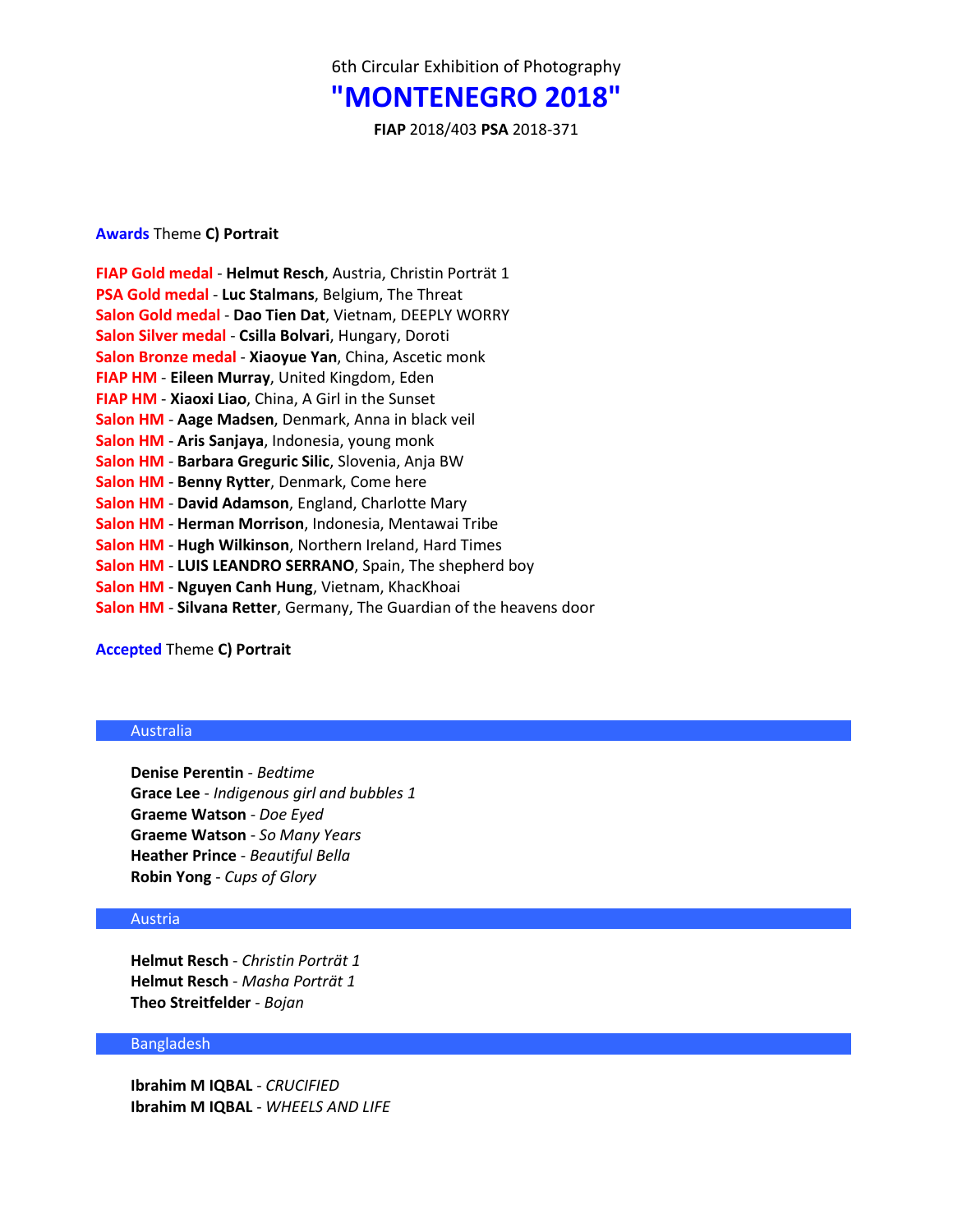6th Circular Exhibition of Photography

# "MONTENEGRO 2018"

**FIAP** 2018/403 **PSA** 2018-371

## Awards Theme **C) Portrait**

FIAP Gold medal - **Helmut Resch**, Austria, Christin Porträt 1
PSA Gold medal - **Luc Stalmans**, Belgium, The Threat
Salon Gold medal - **Dao Tien Dat**, Vietnam, DEEPLY WORRY
Salon Silver medal - **Csilla Bolvari**, Hungary, Doroti
Salon Bronze medal - **Xiaoyue Yan**, China, Ascetic monk
FIAP HM - **Eileen Murray**, United Kingdom, Eden
FIAP HM - **Xiaoxi Liao**, China, A Girl in the Sunset
Salon HM - **Aage Madsen**, Denmark, Anna in black veil
Salon HM - **Aris Sanjaya**, Indonesia, young monk
Salon HM - **Barbara Greguric Silic**, Slovenia, Anja BW
Salon HM - **Benny Rytter**, Denmark, Come here
Salon HM - **David Adamson**, England, Charlotte Mary
Salon HM - **Herman Morrison**, Indonesia, Mentawai Tribe
Salon HM - **Hugh Wilkinson**, Northern Ireland, Hard Times
Salon HM - **LUIS LEANDRO SERRANO**, Spain, The shepherd boy
Salon HM - **Nguyen Canh Hung**, Vietnam, KhacKhoai
Salon HM - **Silvana Retter**, Germany, The Guardian of the heavens door

## Accepted Theme **C) Portrait**

### Australia

**Denise Perentin** - *Bedtime*
**Grace Lee** - *Indigenous girl and bubbles 1*
**Graeme Watson** - *Doe Eyed*
**Graeme Watson** - *So Many Years*
**Heather Prince** - *Beautiful Bella*
**Robin Yong** - *Cups of Glory*

### Austria

**Helmut Resch** - *Christin Porträt 1*
**Helmut Resch** - *Masha Porträt 1*
**Theo Streitfelder** - *Bojan*

### Bangladesh

**Ibrahim M IQBAL** - *CRUCIFIED*
**Ibrahim M IQBAL** - *WHEELS AND LIFE*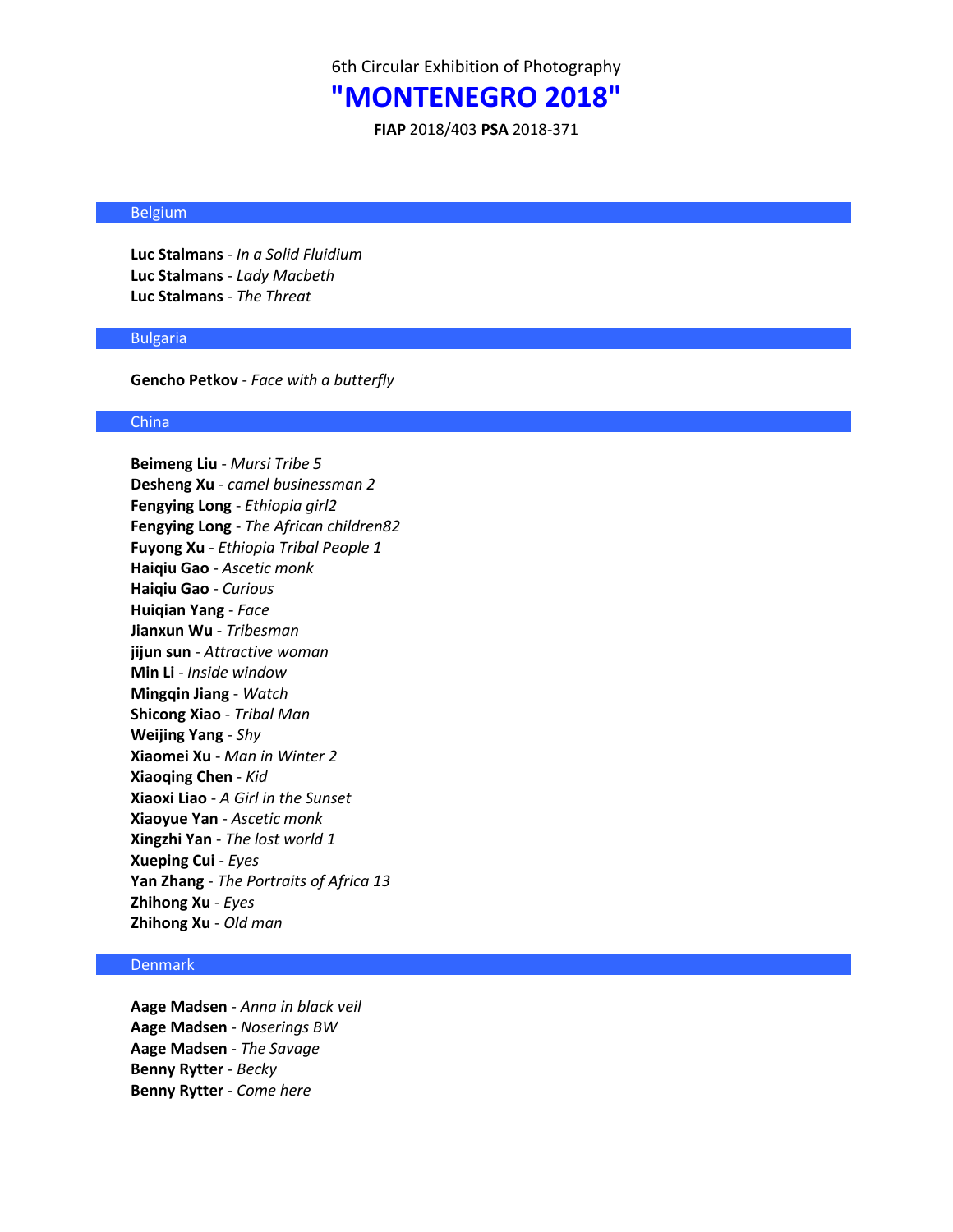6th Circular Exhibition of Photography

# "MONTENEGRO 2018"

**FIAP** 2018/403 **PSA** 2018-371

## Belgium

**Luc Stalmans** - *In a Solid Fluidium*
**Luc Stalmans** - *Lady Macbeth*
**Luc Stalmans** - *The Threat*

## Bulgaria

**Gencho Petkov** - *Face with a butterfly*

## China

**Beimeng Liu** - *Mursi Tribe 5*
**Desheng Xu** - *camel businessman 2*
**Fengying Long** - *Ethiopia girl2*
**Fengying Long** - *The African children82*
**Fuyong Xu** - *Ethiopia Tribal People 1*
**Haiqiu Gao** - *Ascetic monk*
**Haiqiu Gao** - *Curious*
**Huiqian Yang** - *Face*
**Jianxun Wu** - *Tribesman*
**jijun sun** - *Attractive woman*
**Min Li** - *Inside window*
**Mingqin Jiang** - *Watch*
**Shicong Xiao** - *Tribal Man*
**Weijing Yang** - *Shy*
**Xiaomei Xu** - *Man in Winter 2*
**Xiaoqing Chen** - *Kid*
**Xiaoxi Liao** - *A Girl in the Sunset*
**Xiaoyue Yan** - *Ascetic monk*
**Xingzhi Yan** - *The lost world 1*
**Xueping Cui** - *Eyes*
**Yan Zhang** - *The Portraits of Africa 13*
**Zhihong Xu** - *Eyes*
**Zhihong Xu** - *Old man*

## Denmark

**Aage Madsen** - *Anna in black veil*
**Aage Madsen** - *Noserings BW*
**Aage Madsen** - *The Savage*
**Benny Rytter** - *Becky*
**Benny Rytter** - *Come here*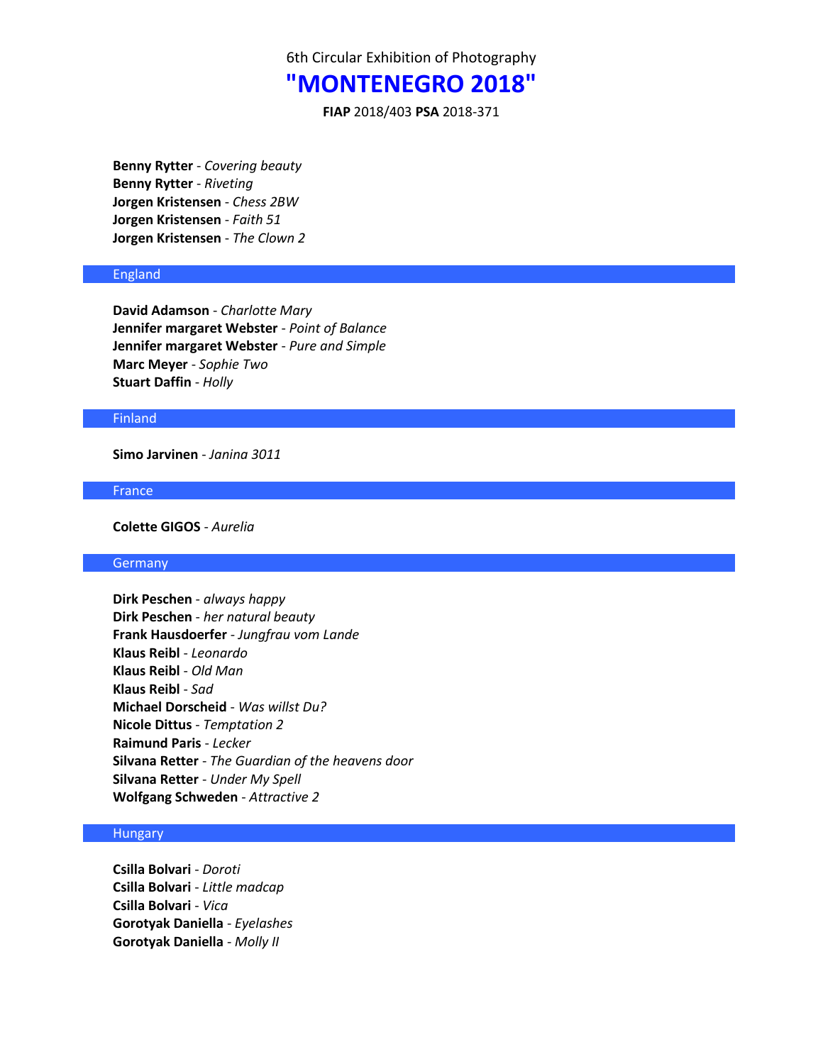6th Circular Exhibition of Photography

# "MONTENEGRO 2018"

**FIAP** 2018/403 **PSA** 2018-371

**Benny Rytter** - *Covering beauty*
**Benny Rytter** - *Riveting*
**Jorgen Kristensen** - *Chess 2BW*
**Jorgen Kristensen** - *Faith 51*
**Jorgen Kristensen** - *The Clown 2*

## England

**David Adamson** - *Charlotte Mary*
**Jennifer margaret Webster** - *Point of Balance*
**Jennifer margaret Webster** - *Pure and Simple*
**Marc Meyer** - *Sophie Two*
**Stuart Daffin** - *Holly*

## Finland

**Simo Jarvinen** - *Janina 3011*

## France

**Colette GIGOS** - *Aurelia*

## Germany

**Dirk Peschen** - *always happy*
**Dirk Peschen** - *her natural beauty*
**Frank Hausdoerfer** - *Jungfrau vom Lande*
**Klaus Reibl** - *Leonardo*
**Klaus Reibl** - *Old Man*
**Klaus Reibl** - *Sad*
**Michael Dorscheid** - *Was willst Du?*
**Nicole Dittus** - *Temptation 2*
**Raimund Paris** - *Lecker*
**Silvana Retter** - *The Guardian of the heavens door*
**Silvana Retter** - *Under My Spell*
**Wolfgang Schweden** - *Attractive 2*

## Hungary

**Csilla Bolvari** - *Doroti*
**Csilla Bolvari** - *Little madcap*
**Csilla Bolvari** - *Vica*
**Gorotyak Daniella** - *Eyelashes*
**Gorotyak Daniella** - *Molly II*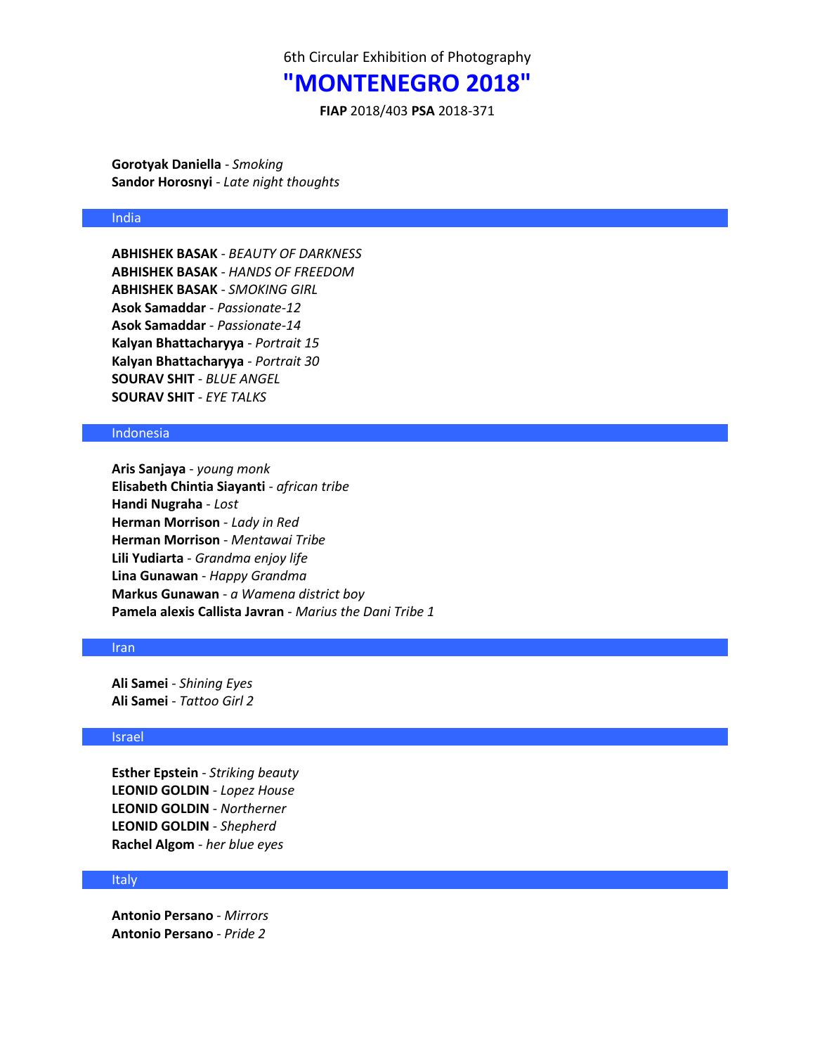6th Circular Exhibition of Photography

# "MONTENEGRO 2018"

**FIAP** 2018/403 **PSA** 2018-371

**Gorotyak Daniella** - *Smoking*
**Sandor Horosnyi** - *Late night thoughts*

## India

**ABHISHEK BASAK** - *BEAUTY OF DARKNESS*
**ABHISHEK BASAK** - *HANDS OF FREEDOM*
**ABHISHEK BASAK** - *SMOKING GIRL*
**Asok Samaddar** - *Passionate-12*
**Asok Samaddar** - *Passionate-14*
**Kalyan Bhattacharyya** - *Portrait 15*
**Kalyan Bhattacharyya** - *Portrait 30*
**SOURAV SHIT** - *BLUE ANGEL*
**SOURAV SHIT** - *EYE TALKS*

## Indonesia

**Aris Sanjaya** - *young monk*
**Elisabeth Chintia Siayanti** - *african tribe*
**Handi Nugraha** - *Lost*
**Herman Morrison** - *Lady in Red*
**Herman Morrison** - *Mentawai Tribe*
**Lili Yudiarta** - *Grandma enjoy life*
**Lina Gunawan** - *Happy Grandma*
**Markus Gunawan** - *a Wamena district boy*
**Pamela alexis Callista Javran** - *Marius the Dani Tribe 1*

## Iran

**Ali Samei** - *Shining Eyes*
**Ali Samei** - *Tattoo Girl 2*

## Israel

**Esther Epstein** - *Striking beauty*
**LEONID GOLDIN** - *Lopez House*
**LEONID GOLDIN** - *Northerner*
**LEONID GOLDIN** - *Shepherd*
**Rachel Algom** - *her blue eyes*

## Italy

**Antonio Persano** - *Mirrors*
**Antonio Persano** - *Pride 2*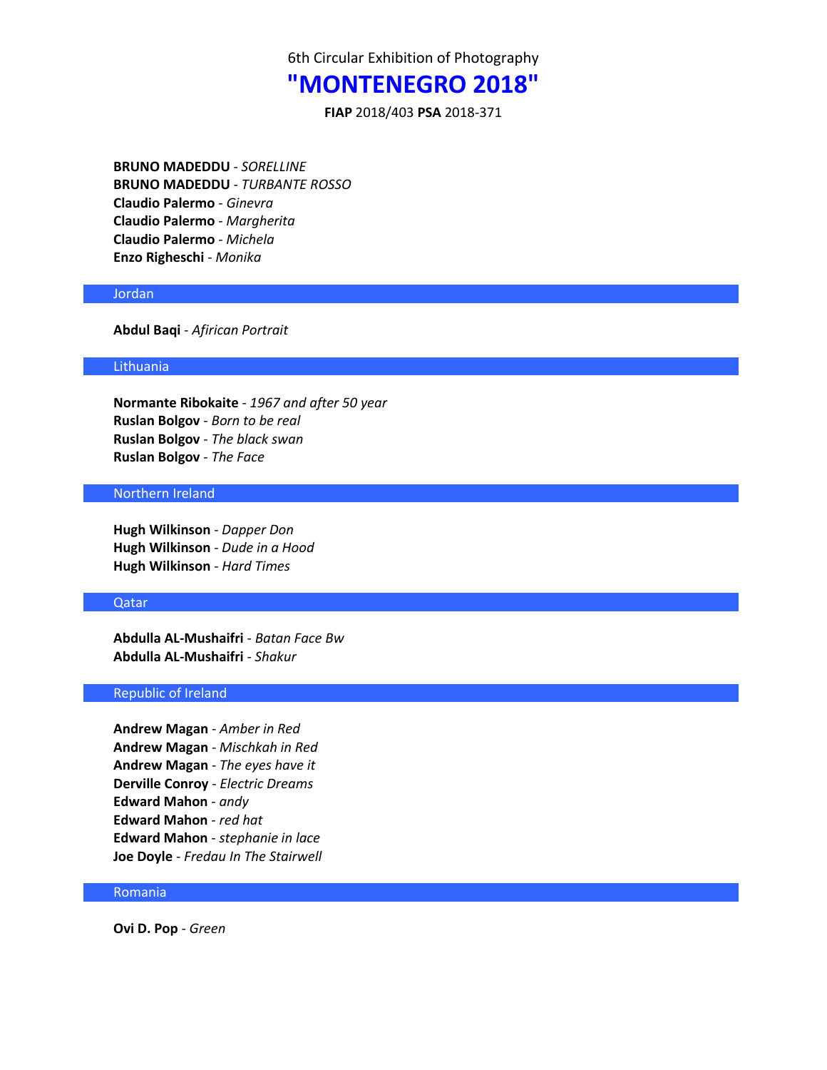6th Circular Exhibition of Photography

# "MONTENEGRO 2018"

**FIAP** 2018/403 **PSA** 2018-371

**BRUNO MADEDDU** - *SORELLINE*
**BRUNO MADEDDU** - *TURBANTE ROSSO*
**Claudio Palermo** - *Ginevra*
**Claudio Palermo** - *Margherita*
**Claudio Palermo** - *Michela*
**Enzo Righeschi** - *Monika*

## Jordan

**Abdul Baqi** - *Afirican Portrait*

## Lithuania

**Normante Ribokaite** - *1967 and after 50 year*
**Ruslan Bolgov** - *Born to be real*
**Ruslan Bolgov** - *The black swan*
**Ruslan Bolgov** - *The Face*

## Northern Ireland

**Hugh Wilkinson** - *Dapper Don*
**Hugh Wilkinson** - *Dude in a Hood*
**Hugh Wilkinson** - *Hard Times*

## Qatar

**Abdulla AL-Mushaifri** - *Batan Face Bw*
**Abdulla AL-Mushaifri** - *Shakur*

## Republic of Ireland

**Andrew Magan** - *Amber in Red*
**Andrew Magan** - *Mischkah in Red*
**Andrew Magan** - *The eyes have it*
**Derville Conroy** - *Electric Dreams*
**Edward Mahon** - *andy*
**Edward Mahon** - *red hat*
**Edward Mahon** - *stephanie in lace*
**Joe Doyle** - *Fredau In The Stairwell*

## Romania

**Ovi D. Pop** - *Green*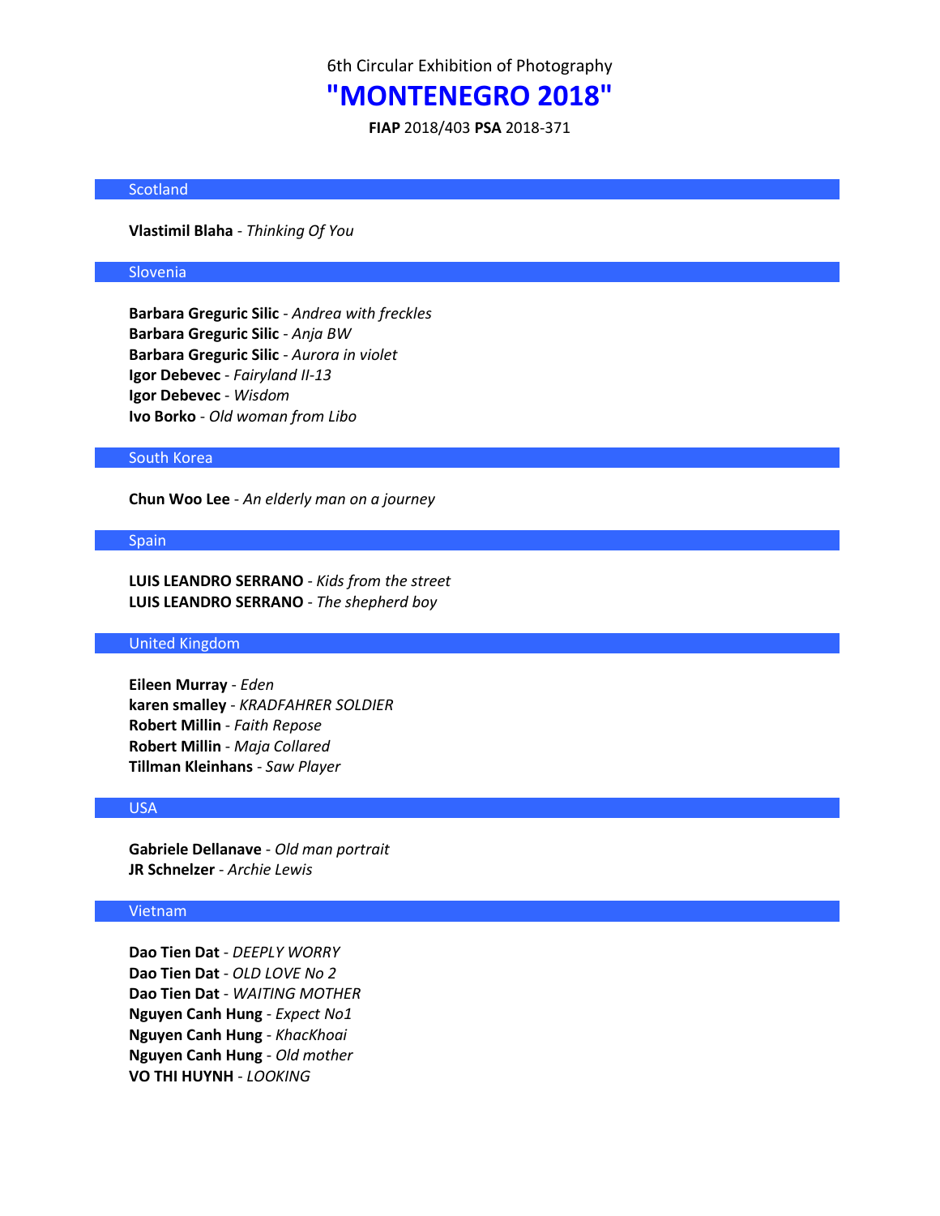6th Circular Exhibition of Photography

# "MONTENEGRO 2018"

**FIAP** 2018/403 **PSA** 2018-371

## Scotland

**Vlastimil Blaha** - *Thinking Of You*

## Slovenia

**Barbara Greguric Silic** - *Andrea with freckles*
**Barbara Greguric Silic** - *Anja BW*
**Barbara Greguric Silic** - *Aurora in violet*
**Igor Debevec** - *Fairyland II-13*
**Igor Debevec** - *Wisdom*
**Ivo Borko** - *Old woman from Libo*

## South Korea

**Chun Woo Lee** - *An elderly man on a journey*

## Spain

**LUIS LEANDRO SERRANO** - *Kids from the street*
**LUIS LEANDRO SERRANO** - *The shepherd boy*

## United Kingdom

**Eileen Murray** - *Eden*
**karen smalley** - *KRADFAHRER SOLDIER*
**Robert Millin** - *Faith Repose*
**Robert Millin** - *Maja Collared*
**Tillman Kleinhans** - *Saw Player*

## USA

**Gabriele Dellanave** - *Old man portrait*
**JR Schnelzer** - *Archie Lewis*

## Vietnam

**Dao Tien Dat** - *DEEPLY WORRY*
**Dao Tien Dat** - *OLD LOVE No 2*
**Dao Tien Dat** - *WAITING MOTHER*
**Nguyen Canh Hung** - *Expect No1*
**Nguyen Canh Hung** - *KhacKhoai*
**Nguyen Canh Hung** - *Old mother*
**VO THI HUYNH** - *LOOKING*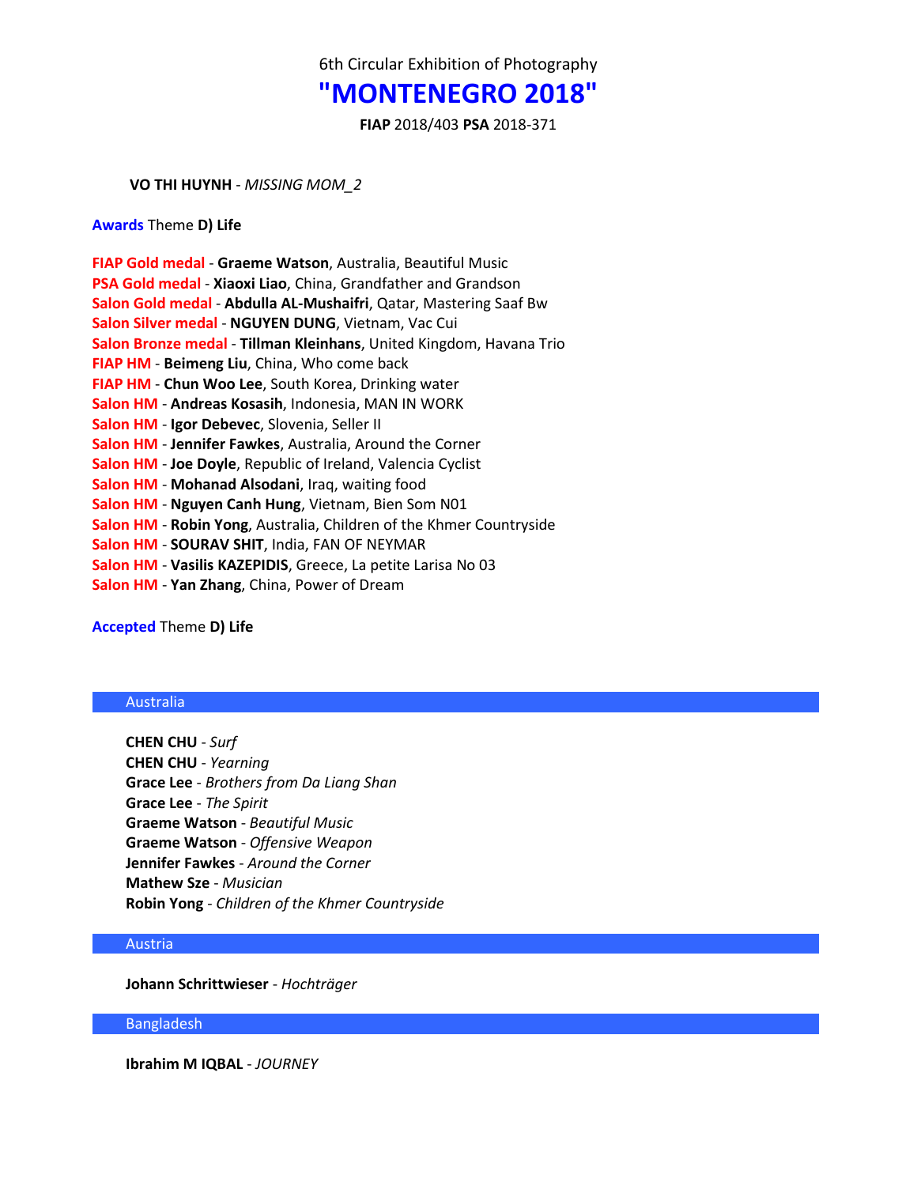6th Circular Exhibition of Photography

# "MONTENEGRO 2018"

**FIAP** 2018/403 **PSA** 2018-371

**VO THI HUYNH** - *MISSING MOM_2*

## Awards Theme **D) Life**

FIAP Gold medal - **Graeme Watson**, Australia, Beautiful Music
PSA Gold medal - **Xiaoxi Liao**, China, Grandfather and Grandson
Salon Gold medal - **Abdulla AL-Mushaifri**, Qatar, Mastering Saaf Bw
Salon Silver medal - **NGUYEN DUNG**, Vietnam, Vac Cui
Salon Bronze medal - **Tillman Kleinhans**, United Kingdom, Havana Trio
FIAP HM - **Beimeng Liu**, China, Who come back
FIAP HM - **Chun Woo Lee**, South Korea, Drinking water
Salon HM - **Andreas Kosasih**, Indonesia, MAN IN WORK
Salon HM - **Igor Debevec**, Slovenia, Seller II
Salon HM - **Jennifer Fawkes**, Australia, Around the Corner
Salon HM - **Joe Doyle**, Republic of Ireland, Valencia Cyclist
Salon HM - **Mohanad Alsodani**, Iraq, waiting food
Salon HM - **Nguyen Canh Hung**, Vietnam, Bien Som N01
Salon HM - **Robin Yong**, Australia, Children of the Khmer Countryside
Salon HM - **SOURAV SHIT**, India, FAN OF NEYMAR
Salon HM - **Vasilis KAZEPIDIS**, Greece, La petite Larisa No 03
Salon HM - **Yan Zhang**, China, Power of Dream

## Accepted Theme **D) Life**

### Australia

**CHEN CHU** - *Surf*
**CHEN CHU** - *Yearning*
**Grace Lee** - *Brothers from Da Liang Shan*
**Grace Lee** - *The Spirit*
**Graeme Watson** - *Beautiful Music*
**Graeme Watson** - *Offensive Weapon*
**Jennifer Fawkes** - *Around the Corner*
**Mathew Sze** - *Musician*
**Robin Yong** - *Children of the Khmer Countryside*

### Austria

**Johann Schrittwieser** - *Hochträger*

### Bangladesh

**Ibrahim M IQBAL** - *JOURNEY*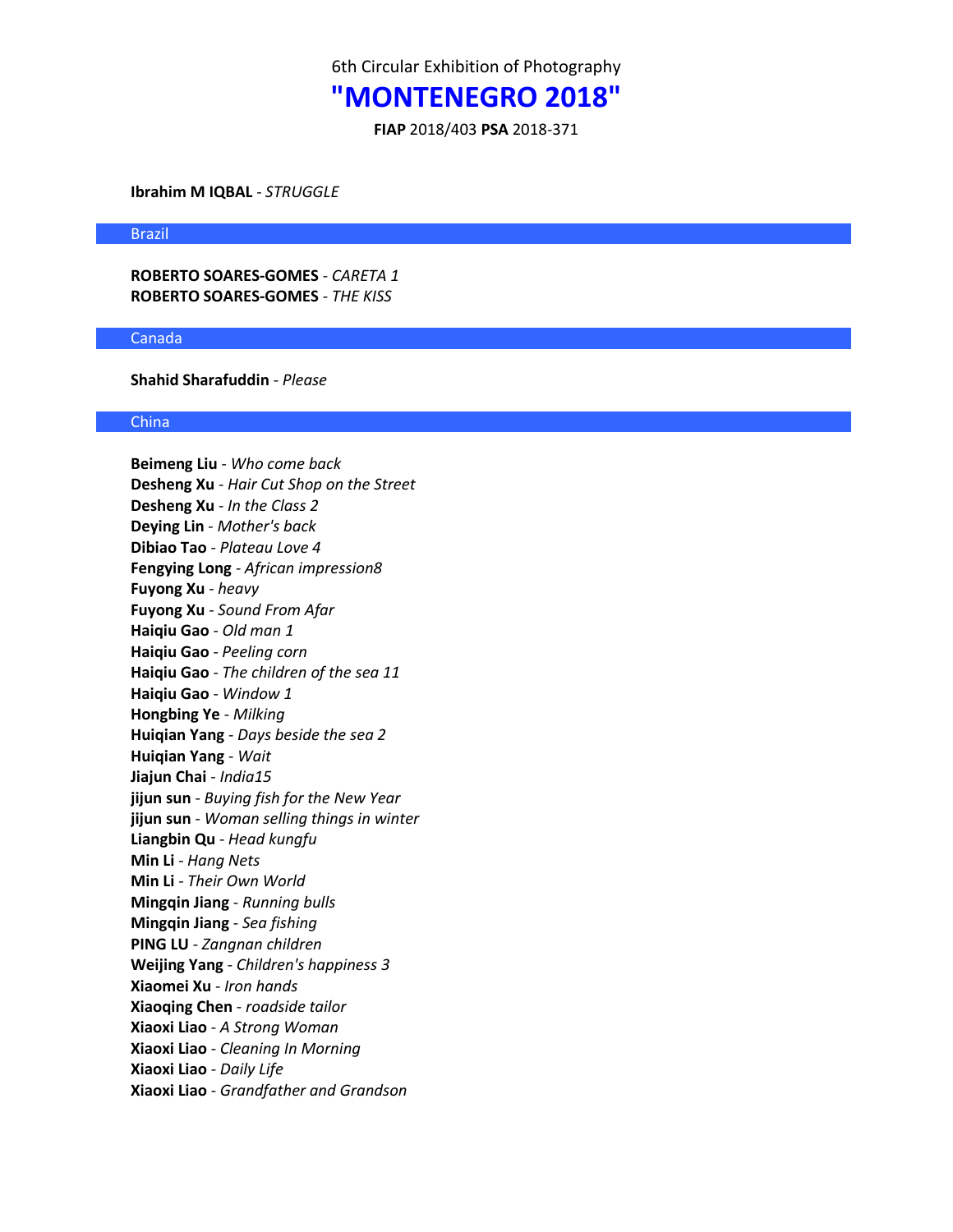6th Circular Exhibition of Photography

# "MONTENEGRO 2018"

**FIAP** 2018/403 **PSA** 2018-371

**Ibrahim M IQBAL** - *STRUGGLE*

## Brazil

**ROBERTO SOARES-GOMES** - *CARETA 1*
**ROBERTO SOARES-GOMES** - *THE KISS*

## Canada

**Shahid Sharafuddin** - *Please*

## China

**Beimeng Liu** - *Who come back*
**Desheng Xu** - *Hair Cut Shop on the Street*
**Desheng Xu** - *In the Class 2*
**Deying Lin** - *Mother's back*
**Dibiao Tao** - *Plateau Love 4*
**Fengying Long** - *African impression8*
**Fuyong Xu** - *heavy*
**Fuyong Xu** - *Sound From Afar*
**Haiqiu Gao** - *Old man 1*
**Haiqiu Gao** - *Peeling corn*
**Haiqiu Gao** - *The children of the sea 11*
**Haiqiu Gao** - *Window 1*
**Hongbing Ye** - *Milking*
**Huiqian Yang** - *Days beside the sea 2*
**Huiqian Yang** - *Wait*
**Jiajun Chai** - *India15*
**jijun sun** - *Buying fish for the New Year*
**jijun sun** - *Woman selling things in winter*
**Liangbin Qu** - *Head kungfu*
**Min Li** - *Hang Nets*
**Min Li** - *Their Own World*
**Mingqin Jiang** - *Running bulls*
**Mingqin Jiang** - *Sea fishing*
**PING LU** - *Zangnan children*
**Weijing Yang** - *Children's happiness 3*
**Xiaomei Xu** - *Iron hands*
**Xiaoqing Chen** - *roadside tailor*
**Xiaoxi Liao** - *A Strong Woman*
**Xiaoxi Liao** - *Cleaning In Morning*
**Xiaoxi Liao** - *Daily Life*
**Xiaoxi Liao** - *Grandfather and Grandson*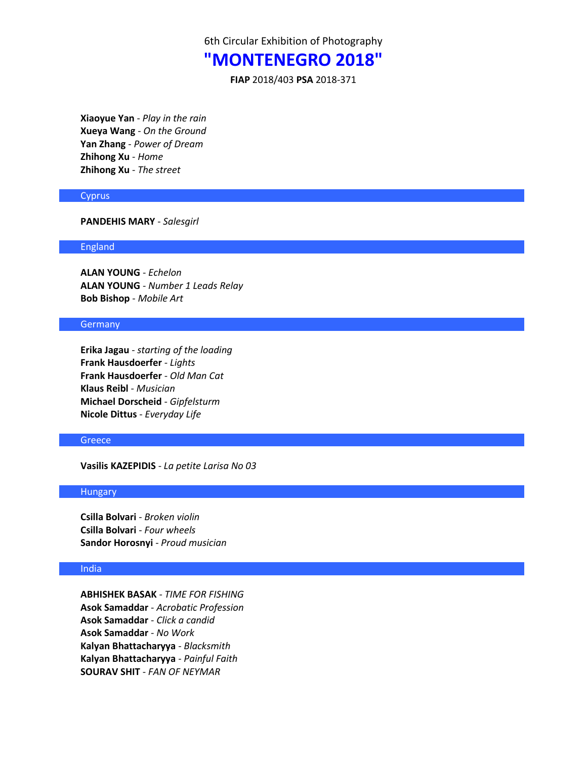6th Circular Exhibition of Photography

# "MONTENEGRO 2018"

**FIAP** 2018/403 **PSA** 2018-371

**Xiaoyue Yan** - *Play in the rain*
**Xueya Wang** - *On the Ground*
**Yan Zhang** - *Power of Dream*
**Zhihong Xu** - *Home*
**Zhihong Xu** - *The street*

## Cyprus

**PANDEHIS MARY** - *Salesgirl*

## England

**ALAN YOUNG** - *Echelon*
**ALAN YOUNG** - *Number 1 Leads Relay*
**Bob Bishop** - *Mobile Art*

## Germany

**Erika Jagau** - *starting of the loading*
**Frank Hausdoerfer** - *Lights*
**Frank Hausdoerfer** - *Old Man Cat*
**Klaus Reibl** - *Musician*
**Michael Dorscheid** - *Gipfelsturm*
**Nicole Dittus** - *Everyday Life*

## Greece

**Vasilis KAZEPIDIS** - *La petite Larisa No 03*

## Hungary

**Csilla Bolvari** - *Broken violin*
**Csilla Bolvari** - *Four wheels*
**Sandor Horosnyi** - *Proud musician*

## India

**ABHISHEK BASAK** - *TIME FOR FISHING*
**Asok Samaddar** - *Acrobatic Profession*
**Asok Samaddar** - *Click a candid*
**Asok Samaddar** - *No Work*
**Kalyan Bhattacharyya** - *Blacksmith*
**Kalyan Bhattacharyya** - *Painful Faith*
**SOURAV SHIT** - *FAN OF NEYMAR*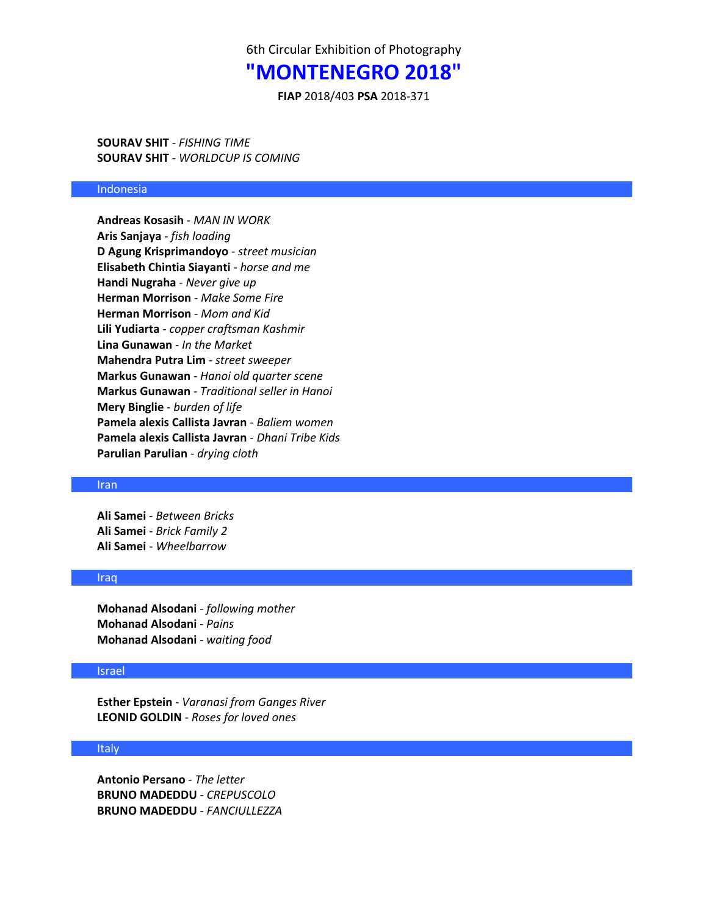**SOURAV SHIT** - *FISHING TIME*
**SOURAV SHIT** - *WORLDCUP IS COMING*

## Indonesia

**Andreas Kosasih** - *MAN IN WORK*
**Aris Sanjaya** - *fish loading*
**D Agung Krisprimandoyo** - *street musician*
**Elisabeth Chintia Siayanti** - *horse and me*
**Handi Nugraha** - *Never give up*
**Herman Morrison** - *Make Some Fire*
**Herman Morrison** - *Mom and Kid*
**Lili Yudiarta** - *copper craftsman Kashmir*
**Lina Gunawan** - *In the Market*
**Mahendra Putra Lim** - *street sweeper*
**Markus Gunawan** - *Hanoi old quarter scene*
**Markus Gunawan** - *Traditional seller in Hanoi*
**Mery Binglie** - *burden of life*
**Pamela alexis Callista Javran** - *Baliem women*
**Pamela alexis Callista Javran** - *Dhani Tribe Kids*
**Parulian Parulian** - *drying cloth*

## Iran

**Ali Samei** - *Between Bricks*
**Ali Samei** - *Brick Family 2*
**Ali Samei** - *Wheelbarrow*

## Iraq

**Mohanad Alsodani** - *following mother*
**Mohanad Alsodani** - *Pains*
**Mohanad Alsodani** - *waiting food*

## Israel

**Esther Epstein** - *Varanasi from Ganges River*
**LEONID GOLDIN** - *Roses for loved ones*

## Italy

**Antonio Persano** - *The letter*
**BRUNO MADEDDU** - *CREPUSCOLO*
**BRUNO MADEDDU** - *FANCIULLEZZA*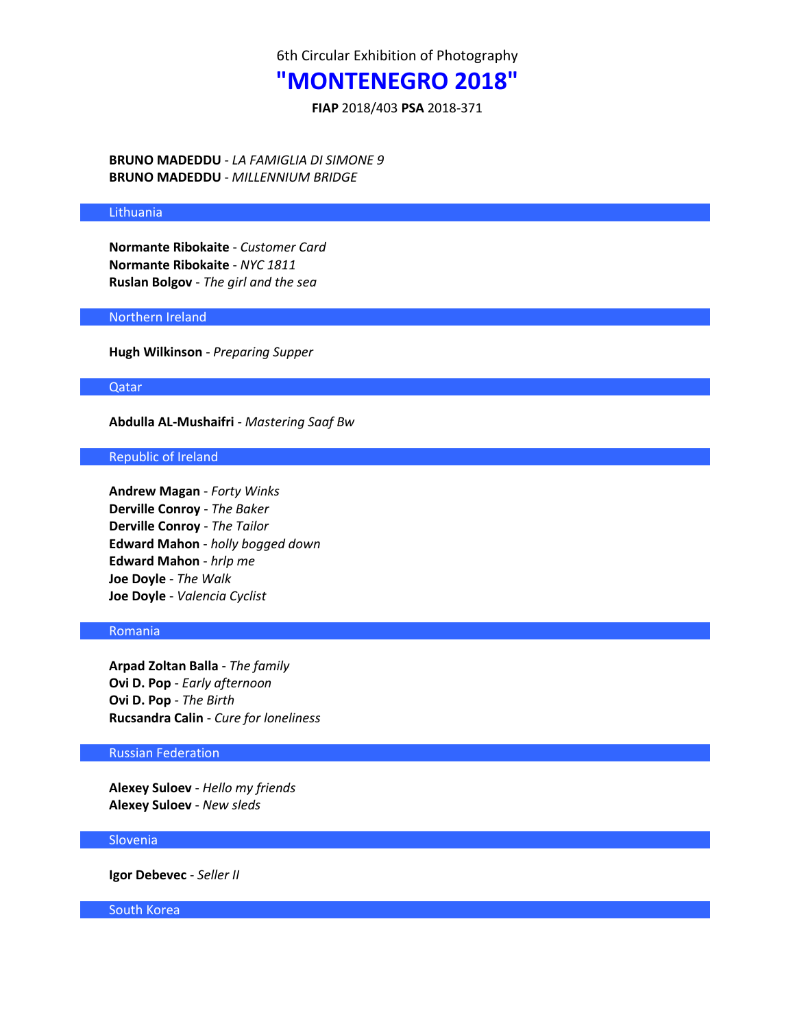6th Circular Exhibition of Photography

# "MONTENEGRO 2018"

**FIAP** 2018/403 **PSA** 2018-371

**BRUNO MADEDDU** - *LA FAMIGLIA DI SIMONE 9*
**BRUNO MADEDDU** - *MILLENNIUM BRIDGE*

## Lithuania

**Normante Ribokaite** - *Customer Card*
**Normante Ribokaite** - *NYC 1811*
**Ruslan Bolgov** - *The girl and the sea*

## Northern Ireland

**Hugh Wilkinson** - *Preparing Supper*

## Qatar

**Abdulla AL-Mushaifri** - *Mastering Saaf Bw*

## Republic of Ireland

**Andrew Magan** - *Forty Winks*
**Derville Conroy** - *The Baker*
**Derville Conroy** - *The Tailor*
**Edward Mahon** - *holly bogged down*
**Edward Mahon** - *hrlp me*
**Joe Doyle** - *The Walk*
**Joe Doyle** - *Valencia Cyclist*

## Romania

**Arpad Zoltan Balla** - *The family*
**Ovi D. Pop** - *Early afternoon*
**Ovi D. Pop** - *The Birth*
**Rucsandra Calin** - *Cure for loneliness*

## Russian Federation

**Alexey Suloev** - *Hello my friends*
**Alexey Suloev** - *New sleds*

## Slovenia

**Igor Debevec** - *Seller II*

## South Korea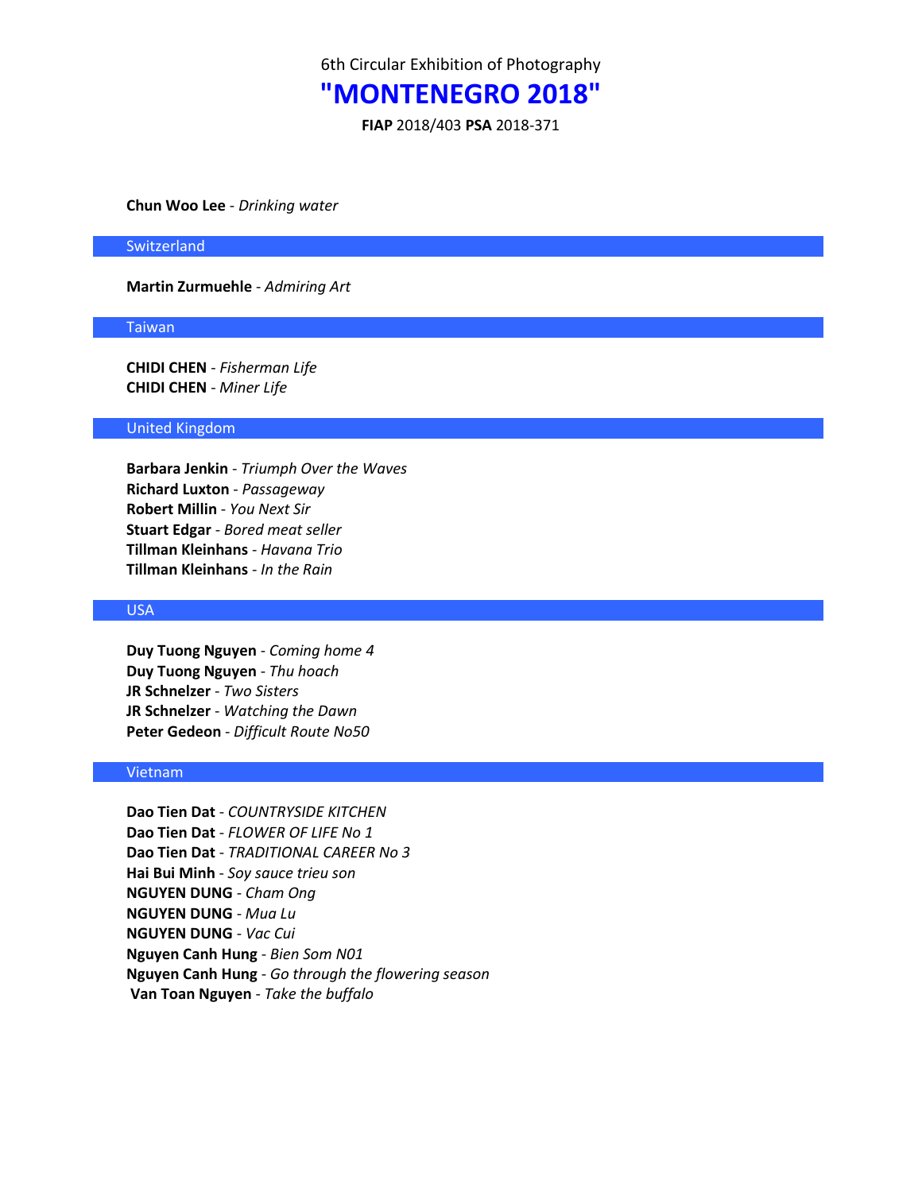6th Circular Exhibition of Photography

# "MONTENEGRO 2018"

**FIAP** 2018/403 **PSA** 2018-371

**Chun Woo Lee** - *Drinking water*

## Switzerland

**Martin Zurmuehle** - *Admiring Art*

## Taiwan

**CHIDI CHEN** - *Fisherman Life*
**CHIDI CHEN** - *Miner Life*

## United Kingdom

**Barbara Jenkin** - *Triumph Over the Waves*
**Richard Luxton** - *Passageway*
**Robert Millin** - *You Next Sir*
**Stuart Edgar** - *Bored meat seller*
**Tillman Kleinhans** - *Havana Trio*
**Tillman Kleinhans** - *In the Rain*

## USA

**Duy Tuong Nguyen** - *Coming home 4*
**Duy Tuong Nguyen** - *Thu hoach*
**JR Schnelzer** - *Two Sisters*
**JR Schnelzer** - *Watching the Dawn*
**Peter Gedeon** - *Difficult Route No50*

## Vietnam

**Dao Tien Dat** - *COUNTRYSIDE KITCHEN*
**Dao Tien Dat** - *FLOWER OF LIFE No 1*
**Dao Tien Dat** - *TRADITIONAL CAREER No 3*
**Hai Bui Minh** - *Soy sauce trieu son*
**NGUYEN DUNG** - *Cham Ong*
**NGUYEN DUNG** - *Mua Lu*
**NGUYEN DUNG** - *Vac Cui*
**Nguyen Canh Hung** - *Bien Som N01*
**Nguyen Canh Hung** - *Go through the flowering season*
**Van Toan Nguyen** - *Take the buffalo*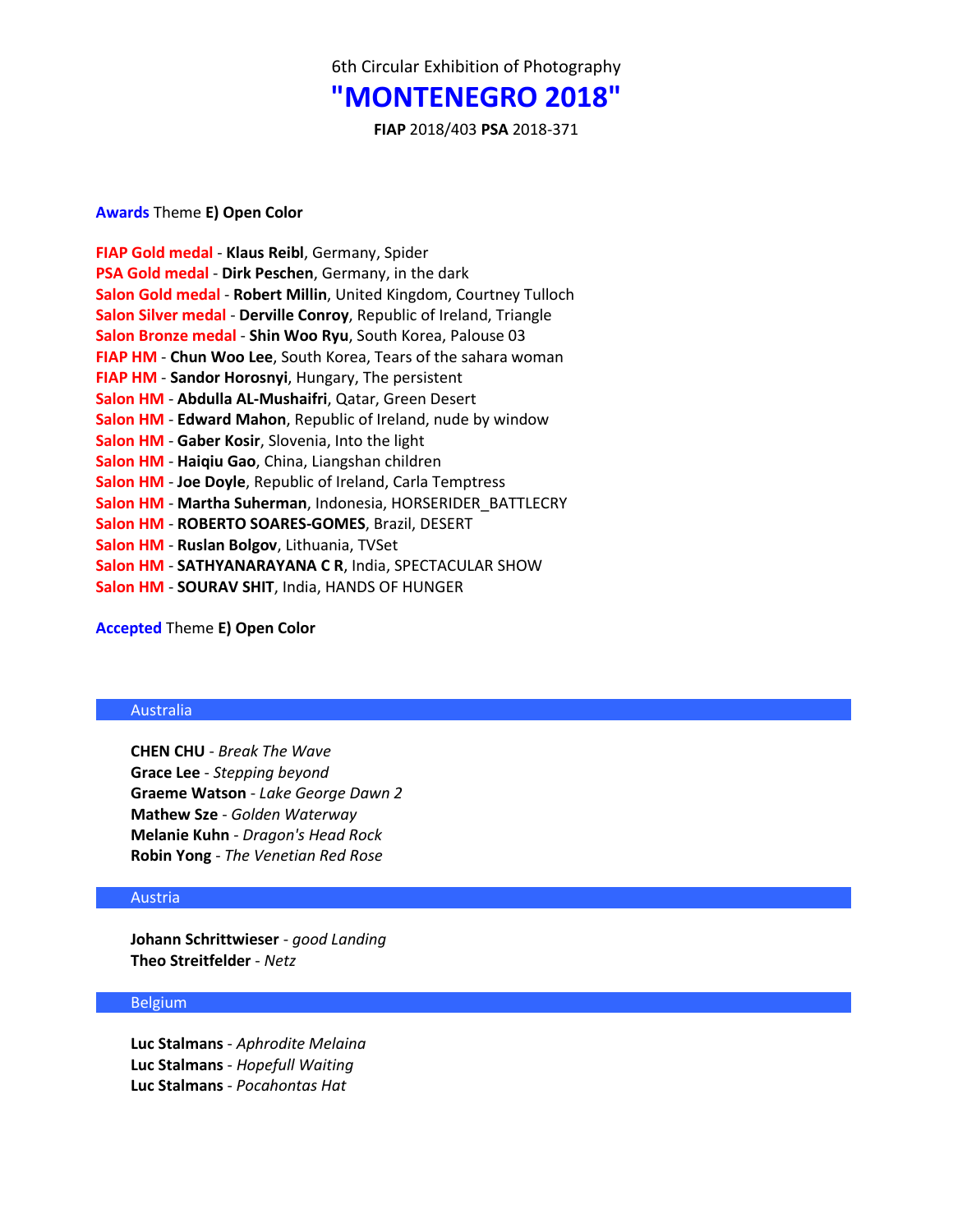6th Circular Exhibition of Photography

# "MONTENEGRO 2018"

**FIAP** 2018/403 **PSA** 2018-371

**Awards** Theme **E) Open Color**

FIAP Gold medal - **Klaus Reibl**, Germany, Spider
PSA Gold medal - **Dirk Peschen**, Germany, in the dark
Salon Gold medal - **Robert Millin**, United Kingdom, Courtney Tulloch
Salon Silver medal - **Derville Conroy**, Republic of Ireland, Triangle
Salon Bronze medal - **Shin Woo Ryu**, South Korea, Palouse 03
FIAP HM - **Chun Woo Lee**, South Korea, Tears of the sahara woman
FIAP HM - **Sandor Horosnyi**, Hungary, The persistent
Salon HM - **Abdulla AL-Mushaifri**, Qatar, Green Desert
Salon HM - **Edward Mahon**, Republic of Ireland, nude by window
Salon HM - **Gaber Kosir**, Slovenia, Into the light
Salon HM - **Haiqiu Gao**, China, Liangshan children
Salon HM - **Joe Doyle**, Republic of Ireland, Carla Temptress
Salon HM - **Martha Suherman**, Indonesia, HORSERIDER_BATTLECRY
Salon HM - **ROBERTO SOARES-GOMES**, Brazil, DESERT
Salon HM - **Ruslan Bolgov**, Lithuania, TVSet
Salon HM - **SATHYANARAYANA C R**, India, SPECTACULAR SHOW
Salon HM - **SOURAV SHIT**, India, HANDS OF HUNGER

**Accepted** Theme **E) Open Color**

## Australia

**CHEN CHU** - *Break The Wave*
**Grace Lee** - *Stepping beyond*
**Graeme Watson** - *Lake George Dawn 2*
**Mathew Sze** - *Golden Waterway*
**Melanie Kuhn** - *Dragon's Head Rock*
**Robin Yong** - *The Venetian Red Rose*

## Austria

**Johann Schrittwieser** - *good Landing*
**Theo Streitfelder** - *Netz*

## Belgium

**Luc Stalmans** - *Aphrodite Melaina*
**Luc Stalmans** - *Hopefull Waiting*
**Luc Stalmans** - *Pocahontas Hat*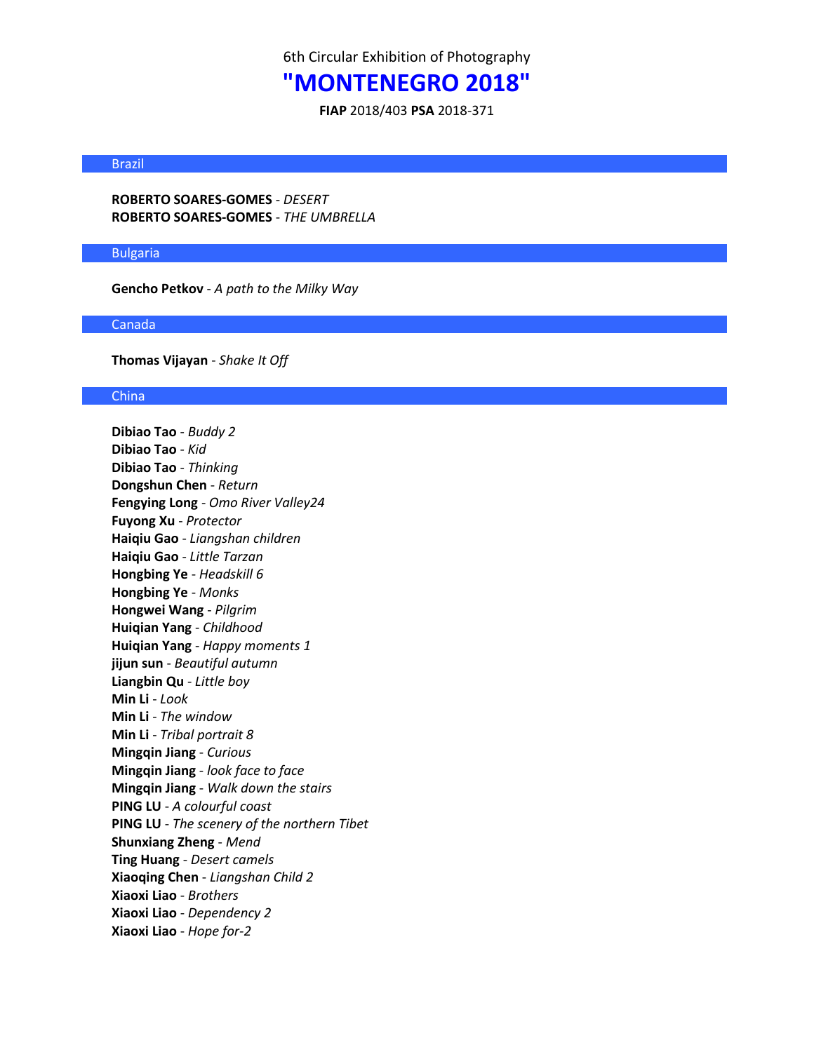6th Circular Exhibition of Photography

# "MONTENEGRO 2018"

**FIAP** 2018/403 **PSA** 2018-371

## Brazil

**ROBERTO SOARES-GOMES** - *DESERT*
**ROBERTO SOARES-GOMES** - *THE UMBRELLA*

## Bulgaria

**Gencho Petkov** - *A path to the Milky Way*

## Canada

**Thomas Vijayan** - *Shake It Off*

## China

**Dibiao Tao** - *Buddy 2*
**Dibiao Tao** - *Kid*
**Dibiao Tao** - *Thinking*
**Dongshun Chen** - *Return*
**Fengying Long** - *Omo River Valley24*
**Fuyong Xu** - *Protector*
**Haiqiu Gao** - *Liangshan children*
**Haiqiu Gao** - *Little Tarzan*
**Hongbing Ye** - *Headskill 6*
**Hongbing Ye** - *Monks*
**Hongwei Wang** - *Pilgrim*
**Huiqian Yang** - *Childhood*
**Huiqian Yang** - *Happy moments 1*
**jijun sun** - *Beautiful autumn*
**Liangbin Qu** - *Little boy*
**Min Li** - *Look*
**Min Li** - *The window*
**Min Li** - *Tribal portrait 8*
**Mingqin Jiang** - *Curious*
**Mingqin Jiang** - *look face to face*
**Mingqin Jiang** - *Walk down the stairs*
**PING LU** - *A colourful coast*
**PING LU** - *The scenery of the northern Tibet*
**Shunxiang Zheng** - *Mend*
**Ting Huang** - *Desert camels*
**Xiaoqing Chen** - *Liangshan Child 2*
**Xiaoxi Liao** - *Brothers*
**Xiaoxi Liao** - *Dependency 2*
**Xiaoxi Liao** - *Hope for-2*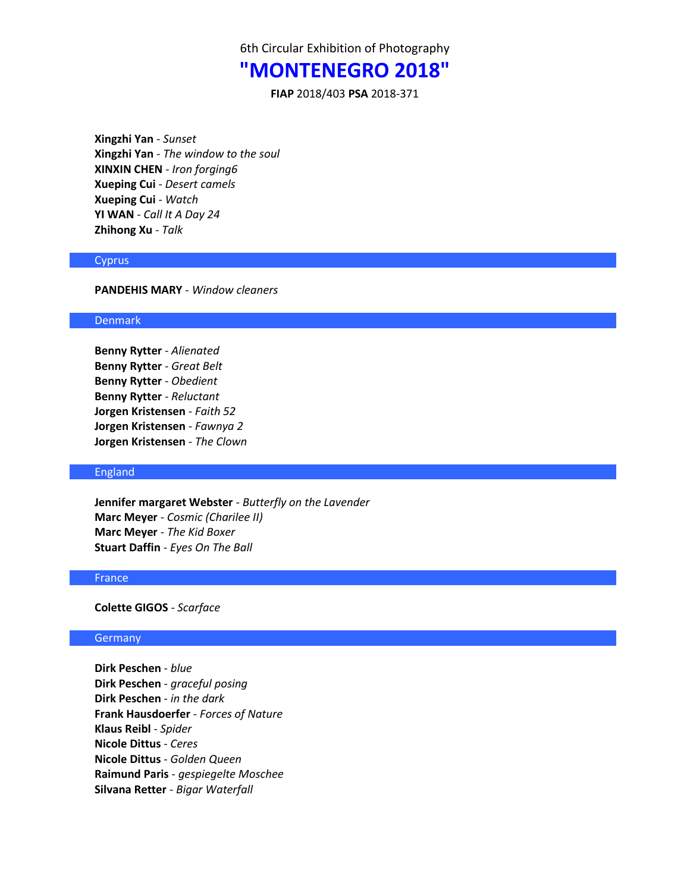6th Circular Exhibition of Photography

# "MONTENEGRO 2018"

**FIAP** 2018/403 **PSA** 2018-371

**Xingzhi Yan** - *Sunset*
**Xingzhi Yan** - *The window to the soul*
**XINXIN CHEN** - *Iron forging6*
**Xueping Cui** - *Desert camels*
**Xueping Cui** - *Watch*
**YI WAN** - *Call It A Day 24*
**Zhihong Xu** - *Talk*

## Cyprus

**PANDEHIS MARY** - *Window cleaners*

## Denmark

**Benny Rytter** - *Alienated*
**Benny Rytter** - *Great Belt*
**Benny Rytter** - *Obedient*
**Benny Rytter** - *Reluctant*
**Jorgen Kristensen** - *Faith 52*
**Jorgen Kristensen** - *Fawnya 2*
**Jorgen Kristensen** - *The Clown*

## England

**Jennifer margaret Webster** - *Butterfly on the Lavender*
**Marc Meyer** - *Cosmic (Charilee II)*
**Marc Meyer** - *The Kid Boxer*
**Stuart Daffin** - *Eyes On The Ball*

## France

**Colette GIGOS** - *Scarface*

## Germany

**Dirk Peschen** - *blue*
**Dirk Peschen** - *graceful posing*
**Dirk Peschen** - *in the dark*
**Frank Hausdoerfer** - *Forces of Nature*
**Klaus Reibl** - *Spider*
**Nicole Dittus** - *Ceres*
**Nicole Dittus** - *Golden Queen*
**Raimund Paris** - *gespiegelte Moschee*
**Silvana Retter** - *Bigar Waterfall*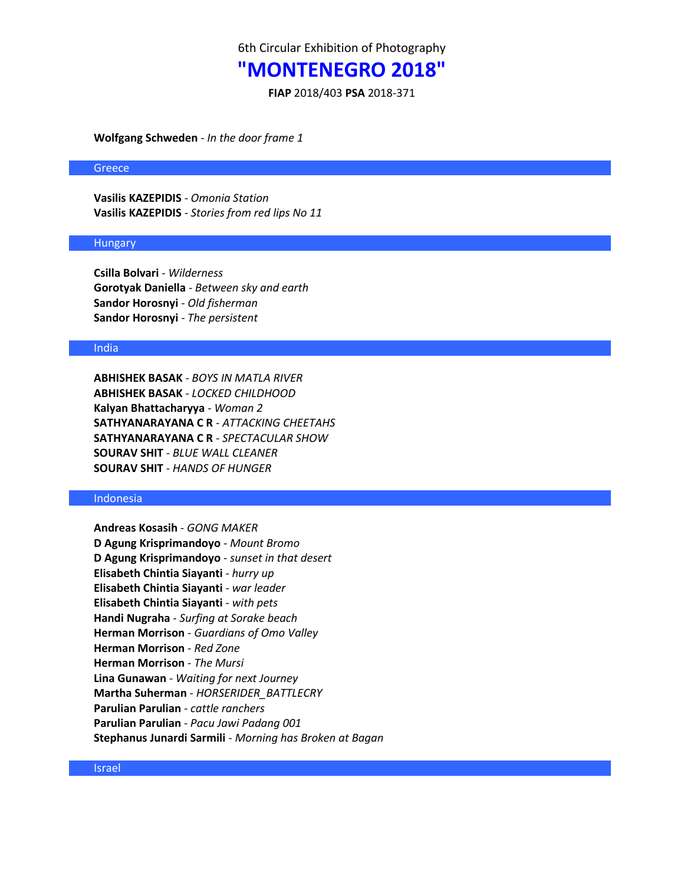**Wolfgang Schweden** - *In the door frame 1*

## Greece

**Vasilis KAZEPIDIS** - *Omonia Station*
**Vasilis KAZEPIDIS** - *Stories from red lips No 11*

## Hungary

**Csilla Bolvari** - *Wilderness*
**Gorotyak Daniella** - *Between sky and earth*
**Sandor Horosnyi** - *Old fisherman*
**Sandor Horosnyi** - *The persistent*

## India

**ABHISHEK BASAK** - *BOYS IN MATLA RIVER*
**ABHISHEK BASAK** - *LOCKED CHILDHOOD*
**Kalyan Bhattacharyya** - *Woman 2*
**SATHYANARAYANA C R** - *ATTACKING CHEETAHS*
**SATHYANARAYANA C R** - *SPECTACULAR SHOW*
**SOURAV SHIT** - *BLUE WALL CLEANER*
**SOURAV SHIT** - *HANDS OF HUNGER*

## Indonesia

**Andreas Kosasih** - *GONG MAKER*
**D Agung Krisprimandoyo** - *Mount Bromo*
**D Agung Krisprimandoyo** - *sunset in that desert*
**Elisabeth Chintia Siayanti** - *hurry up*
**Elisabeth Chintia Siayanti** - *war leader*
**Elisabeth Chintia Siayanti** - *with pets*
**Handi Nugraha** - *Surfing at Sorake beach*
**Herman Morrison** - *Guardians of Omo Valley*
**Herman Morrison** - *Red Zone*
**Herman Morrison** - *The Mursi*
**Lina Gunawan** - *Waiting for next Journey*
**Martha Suherman** - *HORSERIDER_BATTLECRY*
**Parulian Parulian** - *cattle ranchers*
**Parulian Parulian** - *Pacu Jawi Padang 001*
**Stephanus Junardi Sarmili** - *Morning has Broken at Bagan*

## Israel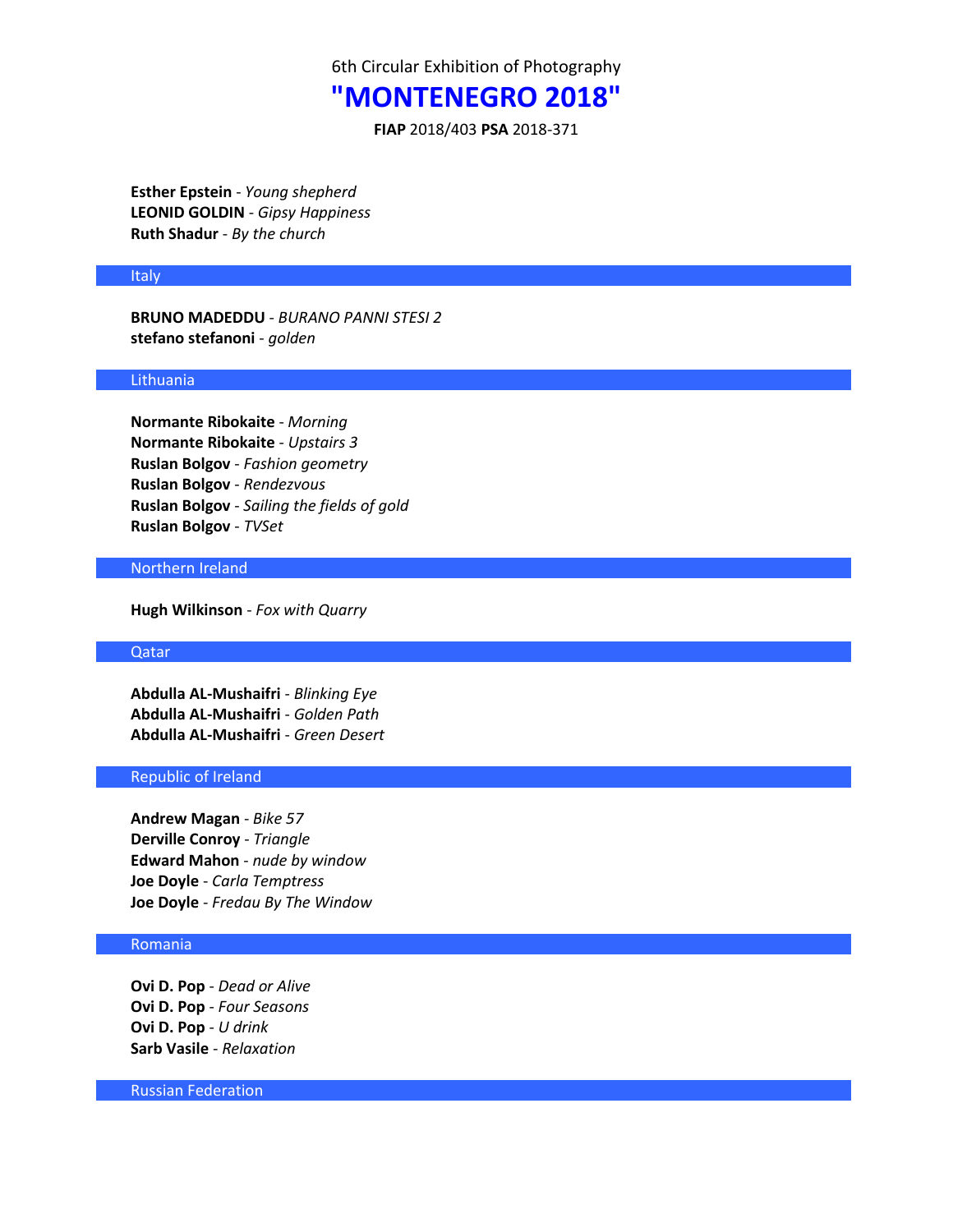6th Circular Exhibition of Photography

# "MONTENEGRO 2018"

**FIAP** 2018/403 **PSA** 2018-371

**Esther Epstein** - *Young shepherd*
**LEONID GOLDIN** - *Gipsy Happiness*
**Ruth Shadur** - *By the church*

## Italy

**BRUNO MADEDDU** - *BURANO PANNI STESI 2*
**stefano stefanoni** - *golden*

## Lithuania

**Normante Ribokaite** - *Morning*
**Normante Ribokaite** - *Upstairs 3*
**Ruslan Bolgov** - *Fashion geometry*
**Ruslan Bolgov** - *Rendezvous*
**Ruslan Bolgov** - *Sailing the fields of gold*
**Ruslan Bolgov** - *TVSet*

## Northern Ireland

**Hugh Wilkinson** - *Fox with Quarry*

## Qatar

**Abdulla AL-Mushaifri** - *Blinking Eye*
**Abdulla AL-Mushaifri** - *Golden Path*
**Abdulla AL-Mushaifri** - *Green Desert*

## Republic of Ireland

**Andrew Magan** - *Bike 57*
**Derville Conroy** - *Triangle*
**Edward Mahon** - *nude by window*
**Joe Doyle** - *Carla Temptress*
**Joe Doyle** - *Fredau By The Window*

## Romania

**Ovi D. Pop** - *Dead or Alive*
**Ovi D. Pop** - *Four Seasons*
**Ovi D. Pop** - *U drink*
**Sarb Vasile** - *Relaxation*

## Russian Federation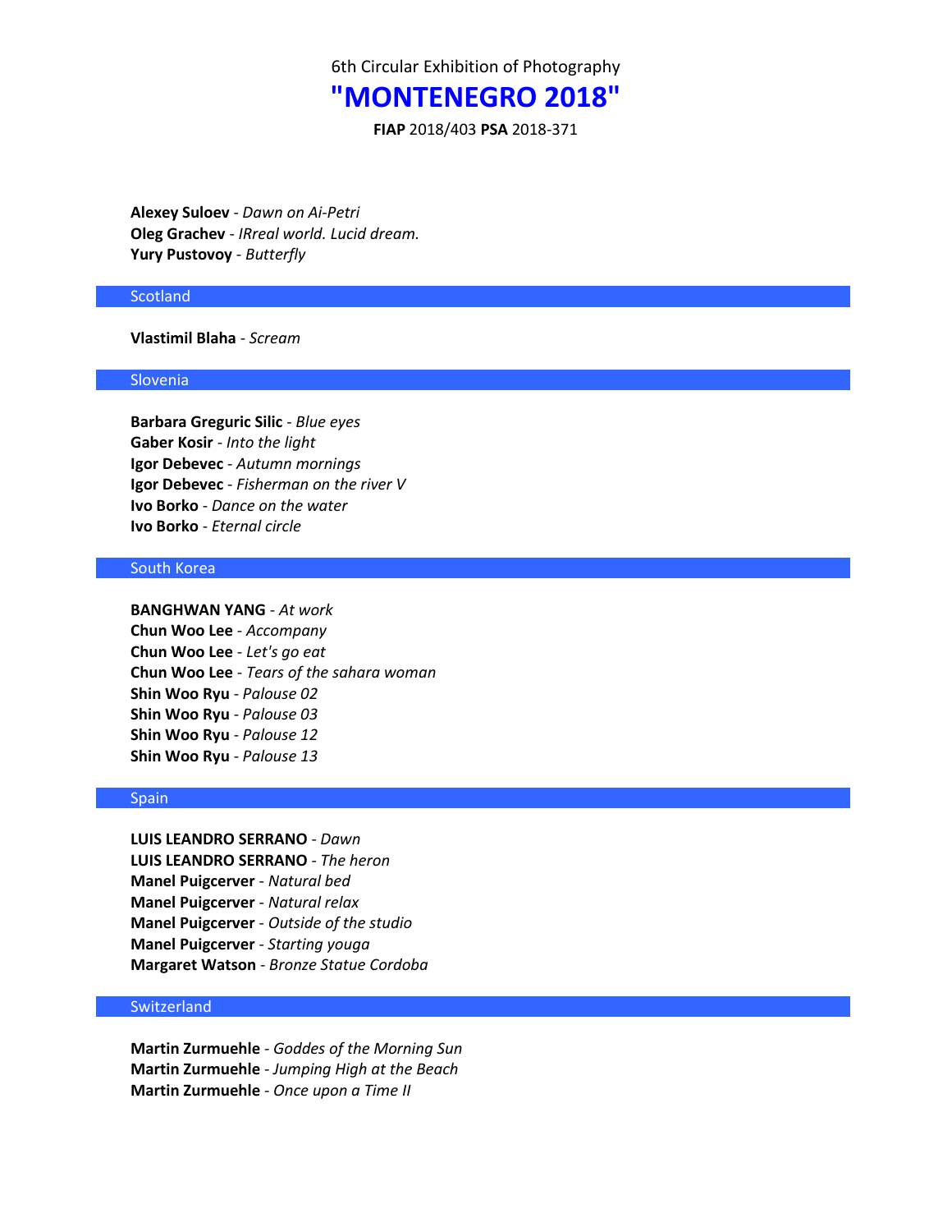6th Circular Exhibition of Photography

# "MONTENEGRO 2018"

**FIAP** 2018/403 **PSA** 2018-371

**Alexey Suloev** - *Dawn on Ai-Petri*
**Oleg Grachev** - *IRreal world. Lucid dream.*
**Yury Pustovoy** - *Butterfly*

## Scotland

**Vlastimil Blaha** - *Scream*

## Slovenia

**Barbara Greguric Silic** - *Blue eyes*
**Gaber Kosir** - *Into the light*
**Igor Debevec** - *Autumn mornings*
**Igor Debevec** - *Fisherman on the river V*
**Ivo Borko** - *Dance on the water*
**Ivo Borko** - *Eternal circle*

## South Korea

**BANGHWAN YANG** - *At work*
**Chun Woo Lee** - *Accompany*
**Chun Woo Lee** - *Let's go eat*
**Chun Woo Lee** - *Tears of the sahara woman*
**Shin Woo Ryu** - *Palouse 02*
**Shin Woo Ryu** - *Palouse 03*
**Shin Woo Ryu** - *Palouse 12*
**Shin Woo Ryu** - *Palouse 13*

## Spain

**LUIS LEANDRO SERRANO** - *Dawn*
**LUIS LEANDRO SERRANO** - *The heron*
**Manel Puigcerver** - *Natural bed*
**Manel Puigcerver** - *Natural relax*
**Manel Puigcerver** - *Outside of the studio*
**Manel Puigcerver** - *Starting youga*
**Margaret Watson** - *Bronze Statue Cordoba*

## Switzerland

**Martin Zurmuehle** - *Goddes of the Morning Sun*
**Martin Zurmuehle** - *Jumping High at the Beach*
**Martin Zurmuehle** - *Once upon a Time II*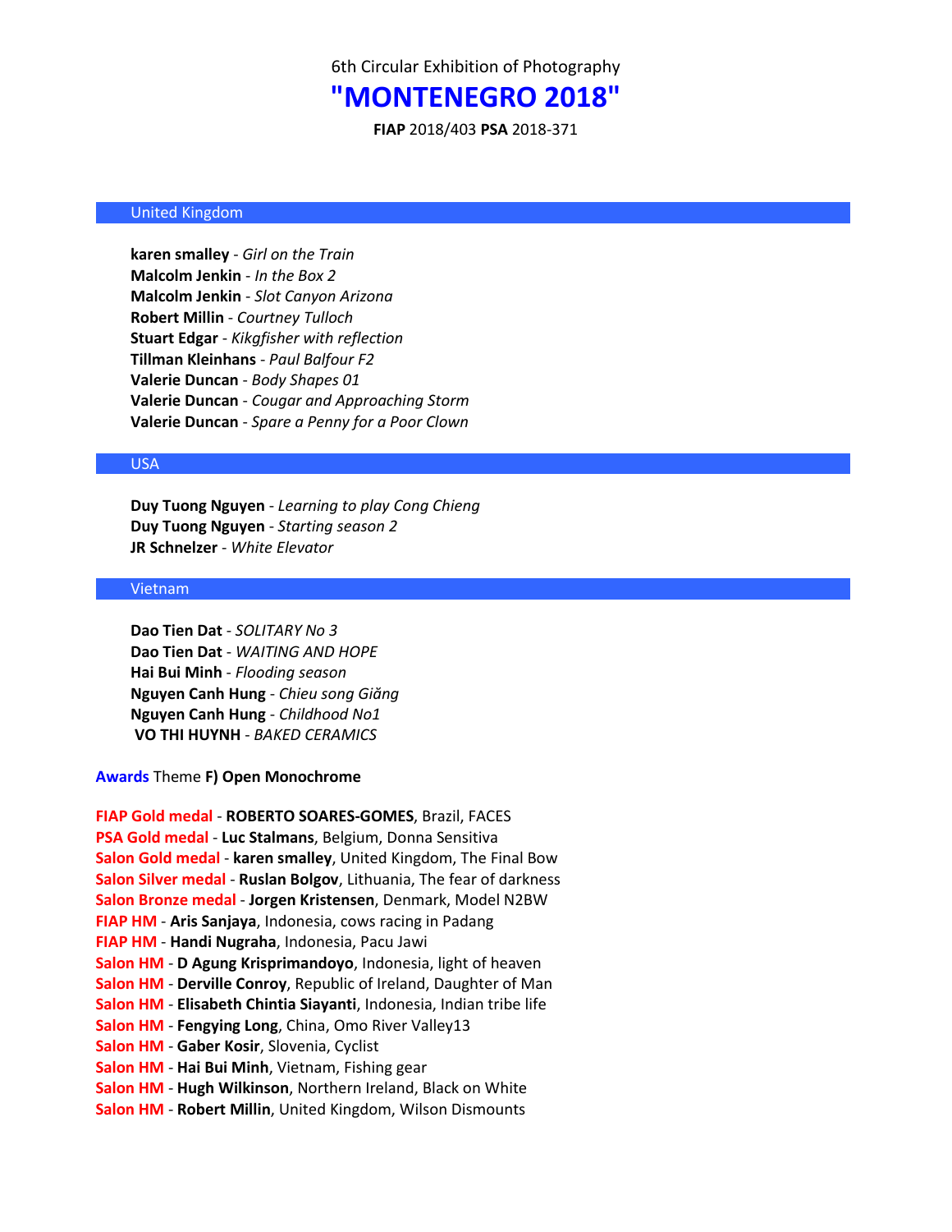6th Circular Exhibition of Photography

# "MONTENEGRO 2018"

**FIAP** 2018/403 **PSA** 2018-371

## United Kingdom

**karen smalley** - *Girl on the Train*
**Malcolm Jenkin** - *In the Box 2*
**Malcolm Jenkin** - *Slot Canyon Arizona*
**Robert Millin** - *Courtney Tulloch*
**Stuart Edgar** - *Kikgfisher with reflection*
**Tillman Kleinhans** - *Paul Balfour F2*
**Valerie Duncan** - *Body Shapes 01*
**Valerie Duncan** - *Cougar and Approaching Storm*
**Valerie Duncan** - *Spare a Penny for a Poor Clown*

## USA

**Duy Tuong Nguyen** - *Learning to play Cong Chieng*
**Duy Tuong Nguyen** - *Starting season 2*
**JR Schnelzer** - *White Elevator*

## Vietnam

**Dao Tien Dat** - *SOLITARY No 3*
**Dao Tien Dat** - *WAITING AND HOPE*
**Hai Bui Minh** - *Flooding season*
**Nguyen Canh Hung** - *Chieu song Giăng*
**Nguyen Canh Hung** - *Childhood No1*
**VO THI HUYNH** - *BAKED CERAMICS*

**Awards** Theme **F) Open Monochrome**

FIAP Gold medal - **ROBERTO SOARES-GOMES**, Brazil, FACES
PSA Gold medal - **Luc Stalmans**, Belgium, Donna Sensitiva
Salon Gold medal - **karen smalley**, United Kingdom, The Final Bow
Salon Silver medal - **Ruslan Bolgov**, Lithuania, The fear of darkness
Salon Bronze medal - **Jorgen Kristensen**, Denmark, Model N2BW
FIAP HM - **Aris Sanjaya**, Indonesia, cows racing in Padang
FIAP HM - **Handi Nugraha**, Indonesia, Pacu Jawi
Salon HM - **D Agung Krisprimandoyo**, Indonesia, light of heaven
Salon HM - **Derville Conroy**, Republic of Ireland, Daughter of Man
Salon HM - **Elisabeth Chintia Siayanti**, Indonesia, Indian tribe life
Salon HM - **Fengying Long**, China, Omo River Valley13
Salon HM - **Gaber Kosir**, Slovenia, Cyclist
Salon HM - **Hai Bui Minh**, Vietnam, Fishing gear
Salon HM - **Hugh Wilkinson**, Northern Ireland, Black on White
Salon HM - **Robert Millin**, United Kingdom, Wilson Dismounts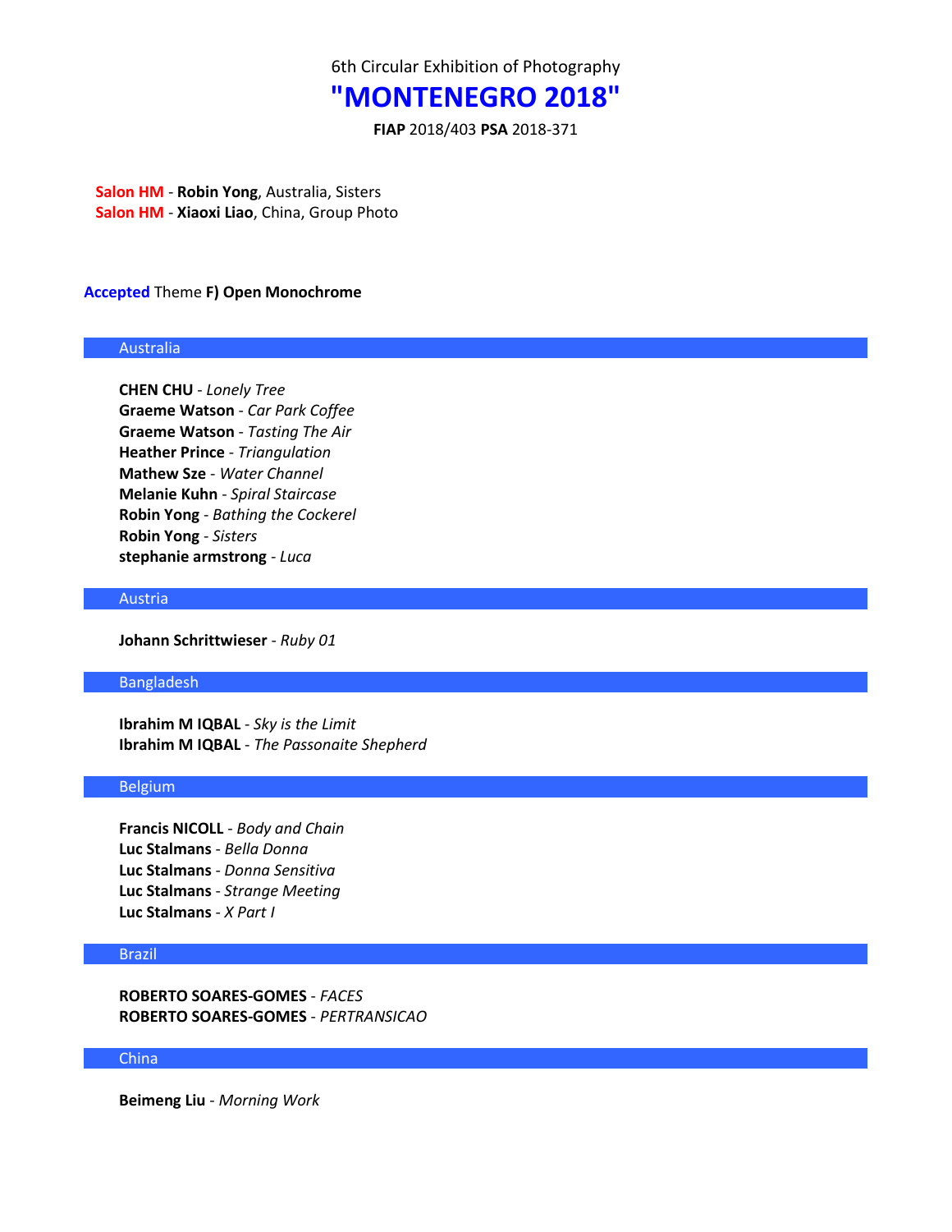6th Circular Exhibition of Photography

# "MONTENEGRO 2018"

**FIAP** 2018/403 **PSA** 2018-371

**Salon HM** - **Robin Yong**, Australia, Sisters
**Salon HM** - **Xiaoxi Liao**, China, Group Photo

**Accepted** Theme **F) Open Monochrome**

## Australia

**CHEN CHU** - *Lonely Tree*
**Graeme Watson** - *Car Park Coffee*
**Graeme Watson** - *Tasting The Air*
**Heather Prince** - *Triangulation*
**Mathew Sze** - *Water Channel*
**Melanie Kuhn** - *Spiral Staircase*
**Robin Yong** - *Bathing the Cockerel*
**Robin Yong** - *Sisters*
**stephanie armstrong** - *Luca*

## Austria

**Johann Schrittwieser** - *Ruby 01*

## Bangladesh

**Ibrahim M IQBAL** - *Sky is the Limit*
**Ibrahim M IQBAL** - *The Passonaite Shepherd*

## Belgium

**Francis NICOLL** - *Body and Chain*
**Luc Stalmans** - *Bella Donna*
**Luc Stalmans** - *Donna Sensitiva*
**Luc Stalmans** - *Strange Meeting*
**Luc Stalmans** - *X Part I*

## Brazil

**ROBERTO SOARES-GOMES** - *FACES*
**ROBERTO SOARES-GOMES** - *PERTRANSICAO*

## China

**Beimeng Liu** - *Morning Work*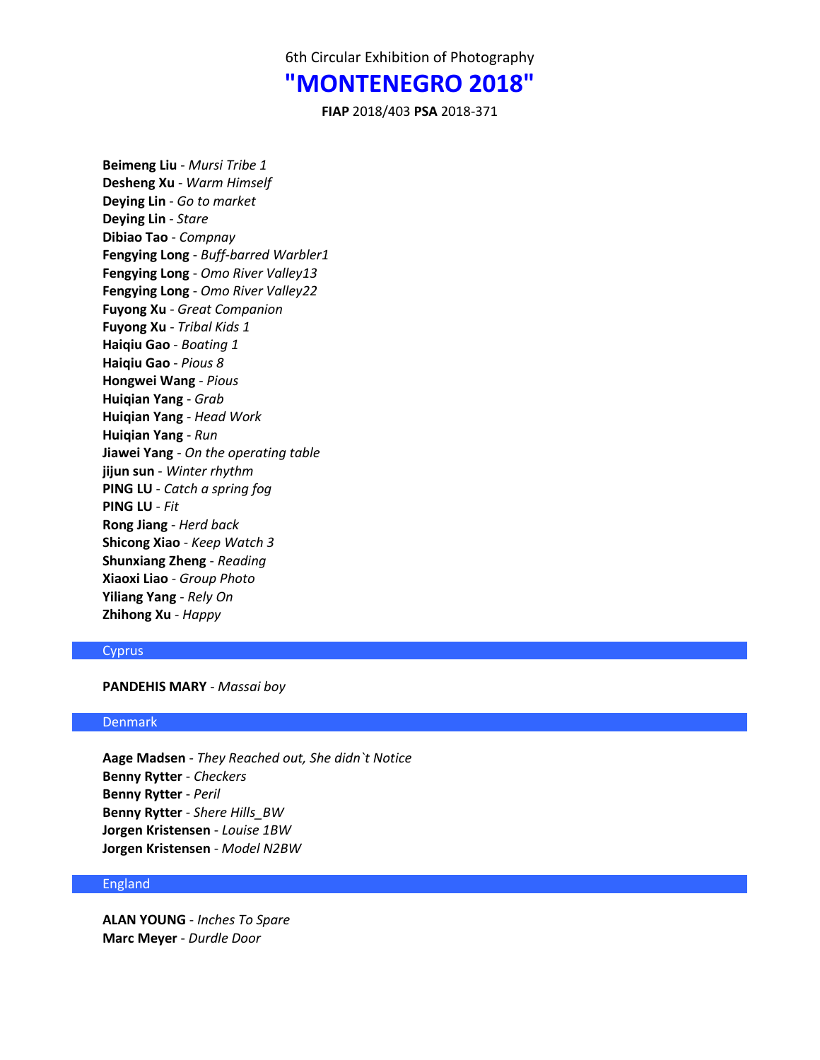6th Circular Exhibition of Photography

# "MONTENEGRO 2018"

**FIAP** 2018/403 **PSA** 2018-371

**Beimeng Liu** - *Mursi Tribe 1*
**Desheng Xu** - *Warm Himself*
**Deying Lin** - *Go to market*
**Deying Lin** - *Stare*
**Dibiao Tao** - *Compnay*
**Fengying Long** - *Buff-barred Warbler1*
**Fengying Long** - *Omo River Valley13*
**Fengying Long** - *Omo River Valley22*
**Fuyong Xu** - *Great Companion*
**Fuyong Xu** - *Tribal Kids 1*
**Haiqiu Gao** - *Boating 1*
**Haiqiu Gao** - *Pious 8*
**Hongwei Wang** - *Pious*
**Huiqian Yang** - *Grab*
**Huiqian Yang** - *Head Work*
**Huiqian Yang** - *Run*
**Jiawei Yang** - *On the operating table*
**jijun sun** - *Winter rhythm*
**PING LU** - *Catch a spring fog*
**PING LU** - *Fit*
**Rong Jiang** - *Herd back*
**Shicong Xiao** - *Keep Watch 3*
**Shunxiang Zheng** - *Reading*
**Xiaoxi Liao** - *Group Photo*
**Yiliang Yang** - *Rely On*
**Zhihong Xu** - *Happy*

## Cyprus

**PANDEHIS MARY** - *Massai boy*

## Denmark

**Aage Madsen** - *They Reached out, She didn`t Notice*
**Benny Rytter** - *Checkers*
**Benny Rytter** - *Peril*
**Benny Rytter** - *Shere Hills_BW*
**Jorgen Kristensen** - *Louise 1BW*
**Jorgen Kristensen** - *Model N2BW*

## England

**ALAN YOUNG** - *Inches To Spare*
**Marc Meyer** - *Durdle Door*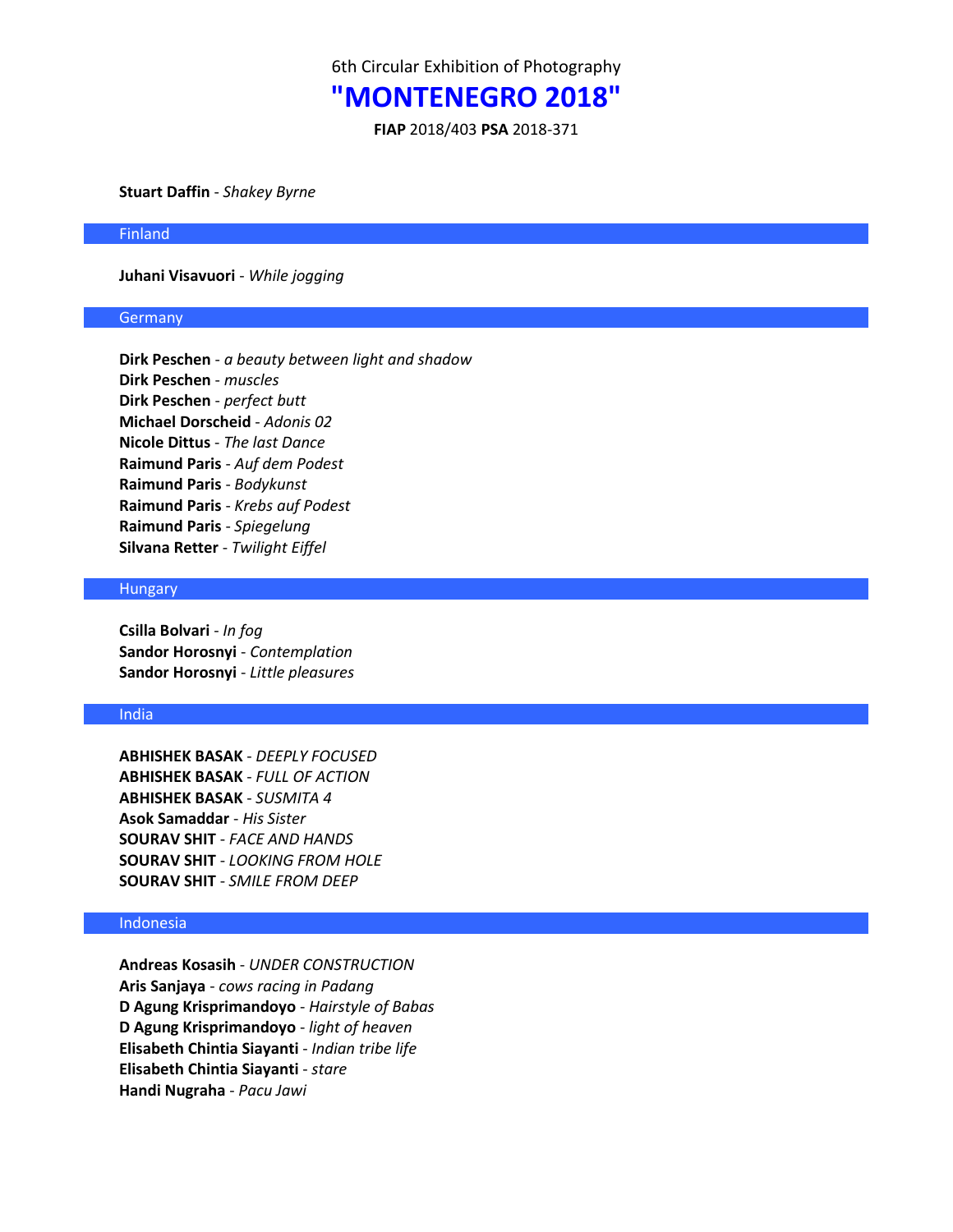6th Circular Exhibition of Photography

# "MONTENEGRO 2018"

**FIAP** 2018/403 **PSA** 2018-371

**Stuart Daffin** - *Shakey Byrne*

## Finland

**Juhani Visavuori** - *While jogging*

## Germany

**Dirk Peschen** - *a beauty between light and shadow*
**Dirk Peschen** - *muscles*
**Dirk Peschen** - *perfect butt*
**Michael Dorscheid** - *Adonis 02*
**Nicole Dittus** - *The last Dance*
**Raimund Paris** - *Auf dem Podest*
**Raimund Paris** - *Bodykunst*
**Raimund Paris** - *Krebs auf Podest*
**Raimund Paris** - *Spiegelung*
**Silvana Retter** - *Twilight Eiffel*

## Hungary

**Csilla Bolvari** - *In fog*
**Sandor Horosnyi** - *Contemplation*
**Sandor Horosnyi** - *Little pleasures*

## India

**ABHISHEK BASAK** - *DEEPLY FOCUSED*
**ABHISHEK BASAK** - *FULL OF ACTION*
**ABHISHEK BASAK** - *SUSMITA 4*
**Asok Samaddar** - *His Sister*
**SOURAV SHIT** - *FACE AND HANDS*
**SOURAV SHIT** - *LOOKING FROM HOLE*
**SOURAV SHIT** - *SMILE FROM DEEP*

## Indonesia

**Andreas Kosasih** - *UNDER CONSTRUCTION*
**Aris Sanjaya** - *cows racing in Padang*
**D Agung Krisprimandoyo** - *Hairstyle of Babas*
**D Agung Krisprimandoyo** - *light of heaven*
**Elisabeth Chintia Siayanti** - *Indian tribe life*
**Elisabeth Chintia Siayanti** - *stare*
**Handi Nugraha** - *Pacu Jawi*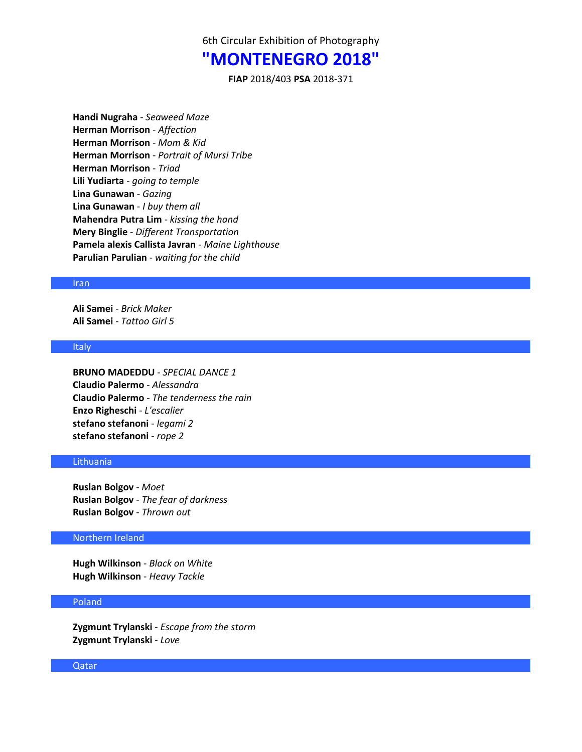6th Circular Exhibition of Photography

# "MONTENEGRO 2018"

**FIAP** 2018/403 **PSA** 2018-371

**Handi Nugraha** - *Seaweed Maze*
**Herman Morrison** - *Affection*
**Herman Morrison** - *Mom & Kid*
**Herman Morrison** - *Portrait of Mursi Tribe*
**Herman Morrison** - *Triad*
**Lili Yudiarta** - *going to temple*
**Lina Gunawan** - *Gazing*
**Lina Gunawan** - *I buy them all*
**Mahendra Putra Lim** - *kissing the hand*
**Mery Binglie** - *Different Transportation*
**Pamela alexis Callista Javran** - *Maine Lighthouse*
**Parulian Parulian** - *waiting for the child*

## Iran

**Ali Samei** - *Brick Maker*
**Ali Samei** - *Tattoo Girl 5*

## Italy

**BRUNO MADEDDU** - *SPECIAL DANCE 1*
**Claudio Palermo** - *Alessandra*
**Claudio Palermo** - *The tenderness the rain*
**Enzo Righeschi** - *L'escalier*
**stefano stefanoni** - *legami 2*
**stefano stefanoni** - *rope 2*

## Lithuania

**Ruslan Bolgov** - *Moet*
**Ruslan Bolgov** - *The fear of darkness*
**Ruslan Bolgov** - *Thrown out*

## Northern Ireland

**Hugh Wilkinson** - *Black on White*
**Hugh Wilkinson** - *Heavy Tackle*

## Poland

**Zygmunt Trylanski** - *Escape from the storm*
**Zygmunt Trylanski** - *Love*

## Qatar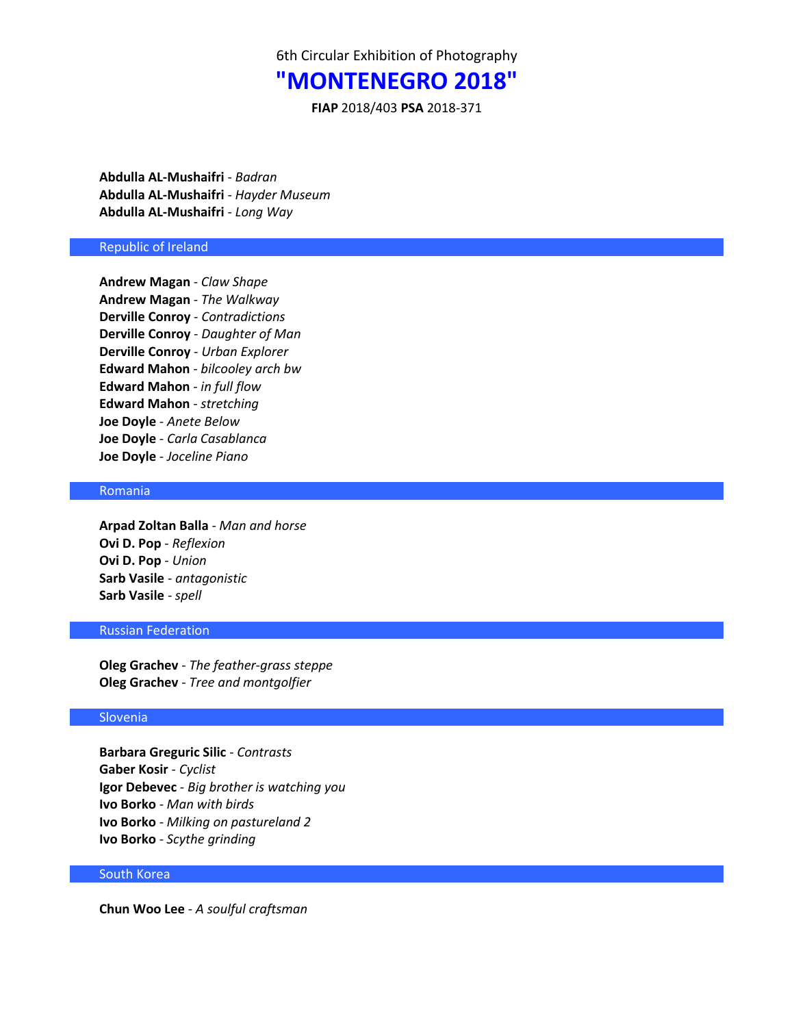6th Circular Exhibition of Photography

# "MONTENEGRO 2018"

**FIAP** 2018/403 **PSA** 2018-371

**Abdulla AL-Mushaifri** - *Badran*
**Abdulla AL-Mushaifri** - *Hayder Museum*
**Abdulla AL-Mushaifri** - *Long Way*

## Republic of Ireland

**Andrew Magan** - *Claw Shape*
**Andrew Magan** - *The Walkway*
**Derville Conroy** - *Contradictions*
**Derville Conroy** - *Daughter of Man*
**Derville Conroy** - *Urban Explorer*
**Edward Mahon** - *bilcooley arch bw*
**Edward Mahon** - *in full flow*
**Edward Mahon** - *stretching*
**Joe Doyle** - *Anete Below*
**Joe Doyle** - *Carla Casablanca*
**Joe Doyle** - *Joceline Piano*

## Romania

**Arpad Zoltan Balla** - *Man and horse*
**Ovi D. Pop** - *Reflexion*
**Ovi D. Pop** - *Union*
**Sarb Vasile** - *antagonistic*
**Sarb Vasile** - *spell*

## Russian Federation

**Oleg Grachev** - *The feather-grass steppe*
**Oleg Grachev** - *Tree and montgolfier*

## Slovenia

**Barbara Greguric Silic** - *Contrasts*
**Gaber Kosir** - *Cyclist*
**Igor Debevec** - *Big brother is watching you*
**Ivo Borko** - *Man with birds*
**Ivo Borko** - *Milking on pastureland 2*
**Ivo Borko** - *Scythe grinding*

## South Korea

**Chun Woo Lee** - *A soulful craftsman*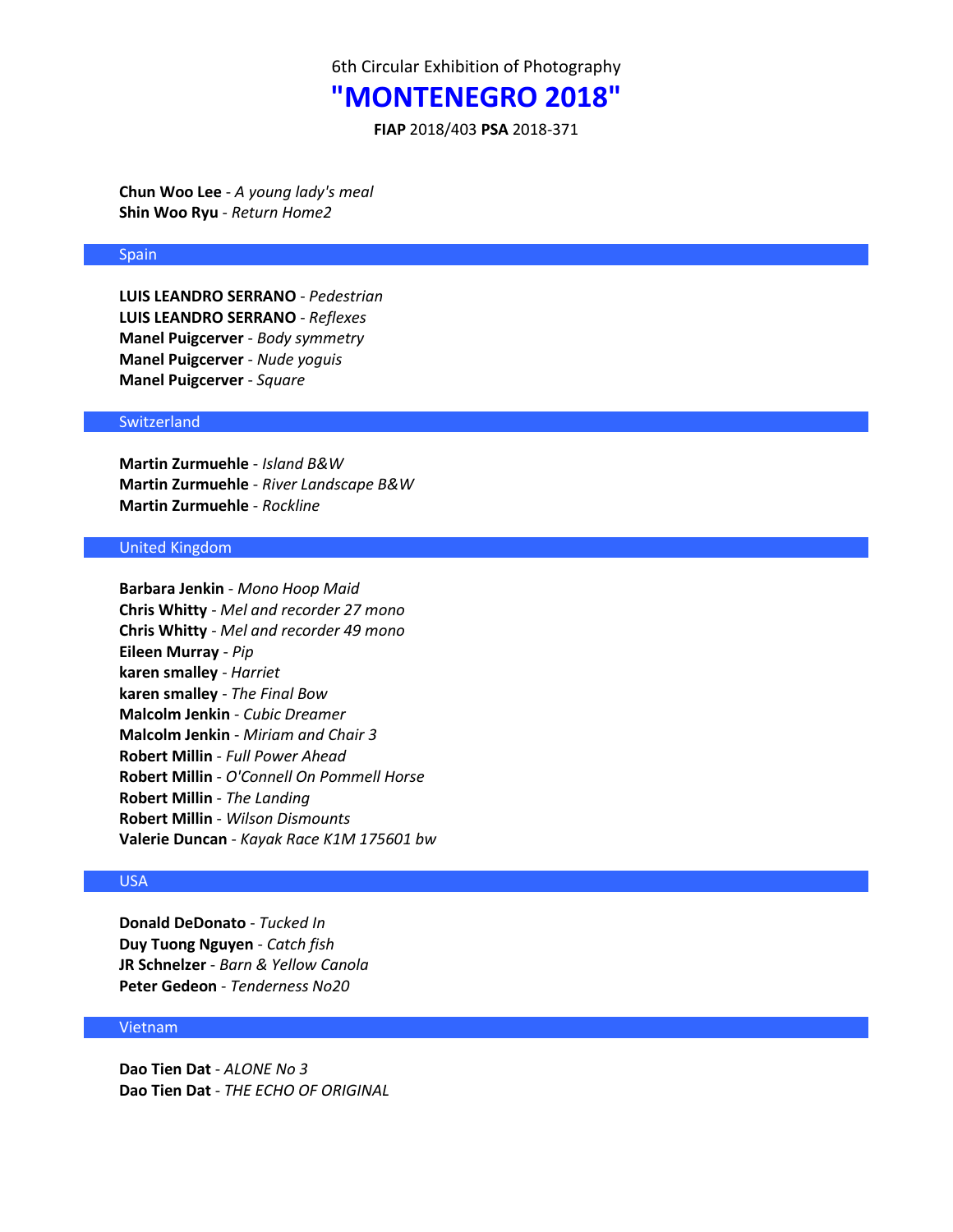6th Circular Exhibition of Photography

# "MONTENEGRO 2018"

**FIAP** 2018/403 **PSA** 2018-371

**Chun Woo Lee** - *A young lady's meal*
**Shin Woo Ryu** - *Return Home2*

## Spain

**LUIS LEANDRO SERRANO** - *Pedestrian*
**LUIS LEANDRO SERRANO** - *Reflexes*
**Manel Puigcerver** - *Body symmetry*
**Manel Puigcerver** - *Nude yoguis*
**Manel Puigcerver** - *Square*

## Switzerland

**Martin Zurmuehle** - *Island B&W*
**Martin Zurmuehle** - *River Landscape B&W*
**Martin Zurmuehle** - *Rockline*

## United Kingdom

**Barbara Jenkin** - *Mono Hoop Maid*
**Chris Whitty** - *Mel and recorder 27 mono*
**Chris Whitty** - *Mel and recorder 49 mono*
**Eileen Murray** - *Pip*
**karen smalley** - *Harriet*
**karen smalley** - *The Final Bow*
**Malcolm Jenkin** - *Cubic Dreamer*
**Malcolm Jenkin** - *Miriam and Chair 3*
**Robert Millin** - *Full Power Ahead*
**Robert Millin** - *O'Connell On Pommell Horse*
**Robert Millin** - *The Landing*
**Robert Millin** - *Wilson Dismounts*
**Valerie Duncan** - *Kayak Race K1M 175601 bw*

## USA

**Donald DeDonato** - *Tucked In*
**Duy Tuong Nguyen** - *Catch fish*
**JR Schnelzer** - *Barn & Yellow Canola*
**Peter Gedeon** - *Tenderness No20*

## Vietnam

**Dao Tien Dat** - *ALONE No 3*
**Dao Tien Dat** - *THE ECHO OF ORIGINAL*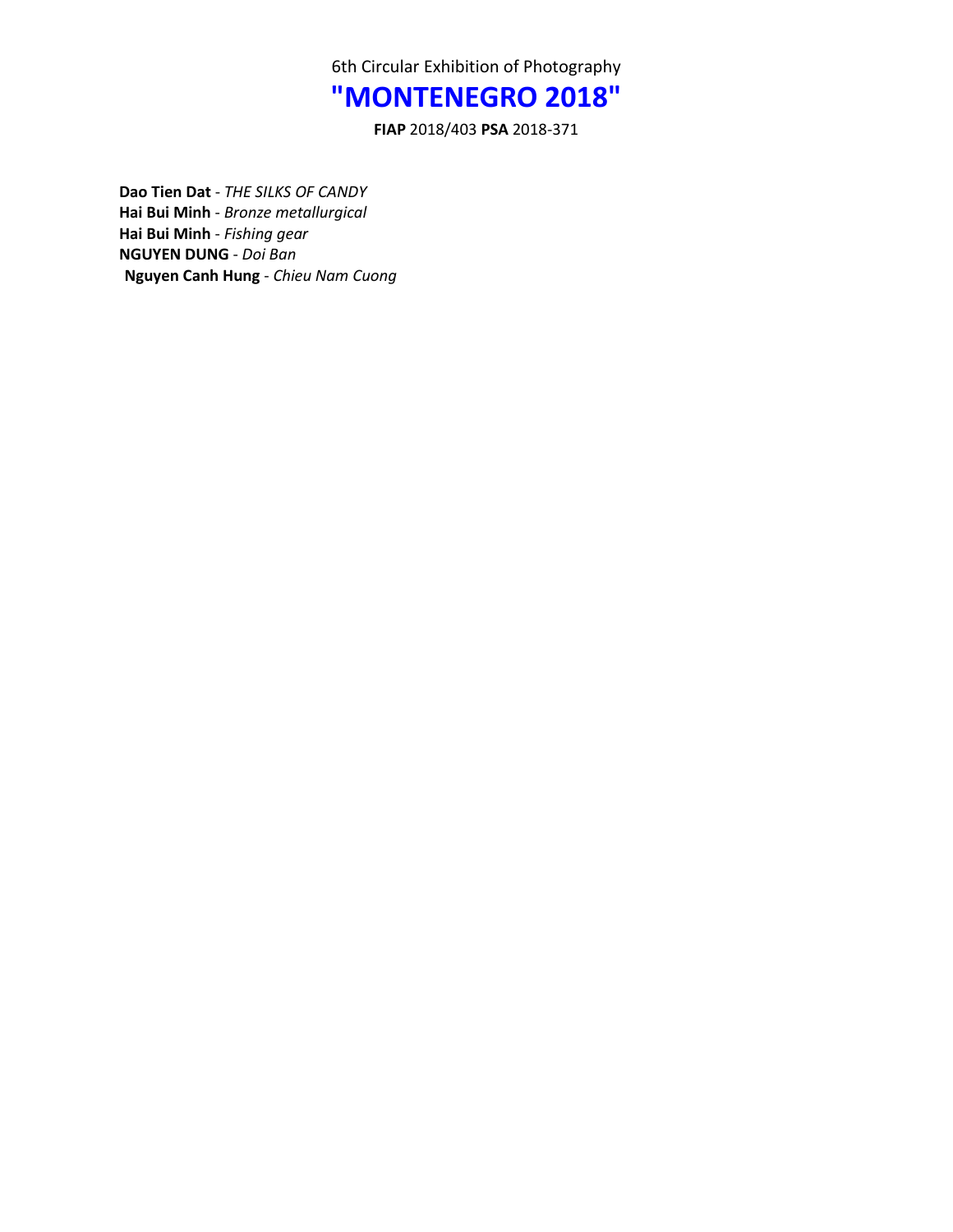6th Circular Exhibition of Photography

# "MONTENEGRO 2018"

**FIAP** 2018/403 **PSA** 2018-371

**Dao Tien Dat** - *THE SILKS OF CANDY*
**Hai Bui Minh** - *Bronze metallurgical*
**Hai Bui Minh** - *Fishing gear*
**NGUYEN DUNG** - *Doi Ban*
**Nguyen Canh Hung** - *Chieu Nam Cuong*